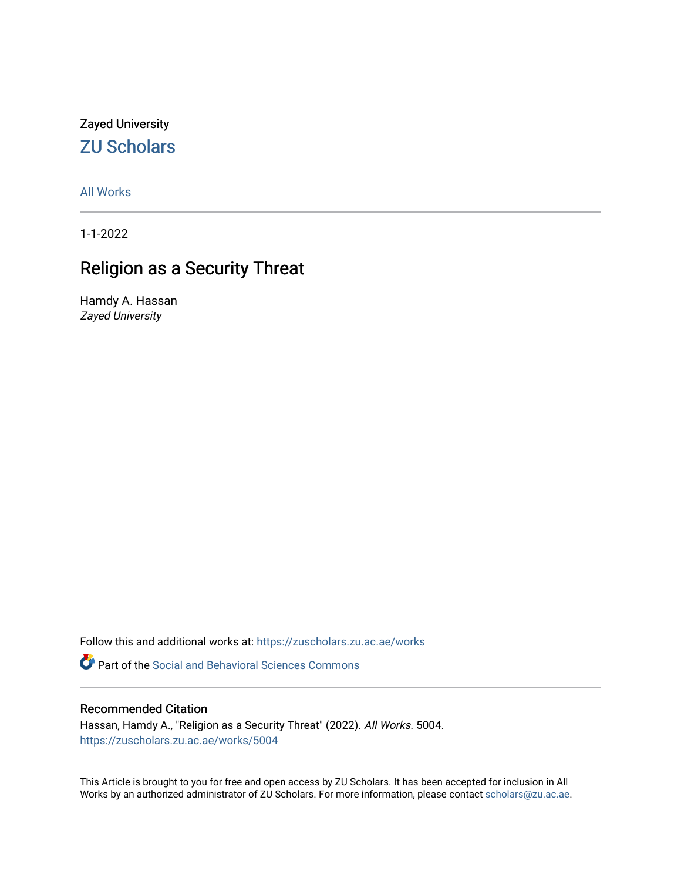Zayed University

## ZU Scholars

All Works

1-1-2022

# Religion as a Security Threat

Hamdy A. Hassan
*Zayed University*

Follow this and additional works at: https://zuscholars.zu.ac.ae/works

Part of the Social and Behavioral Sciences Commons

### Recommended Citation

Hassan, Hamdy A., "Religion as a Security Threat" (2022). *All Works*. 5004.
https://zuscholars.zu.ac.ae/works/5004

This Article is brought to you for free and open access by ZU Scholars. It has been accepted for inclusion in All Works by an authorized administrator of ZU Scholars. For more information, please contact scholars@zu.ac.ae.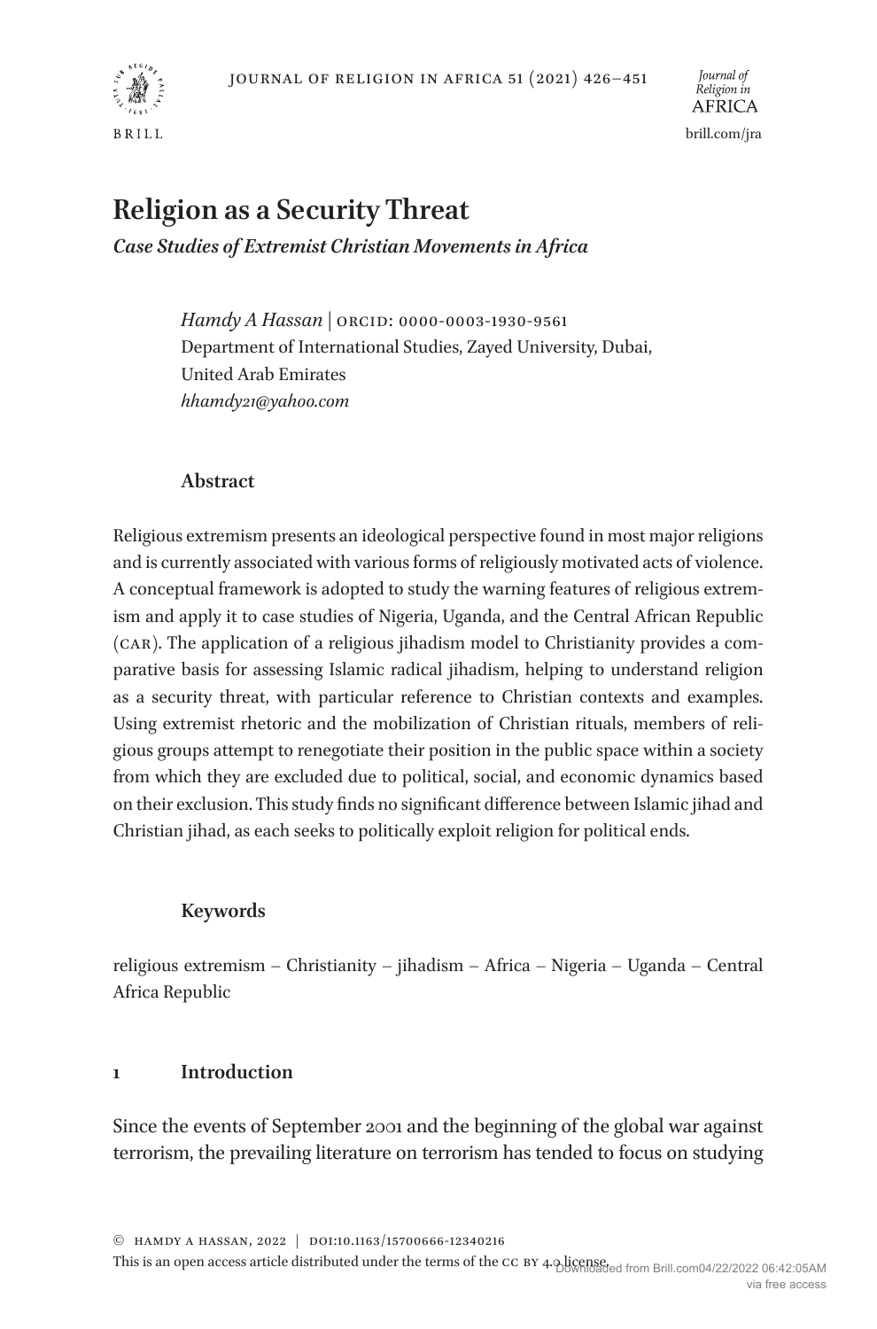# Religion as a Security Threat

*Case Studies of Extremist Christian Movements in Africa*

*Hamdy A Hassan* | ORCID: 0000-0003-1930-9561
Department of International Studies, Zayed University, Dubai, United Arab Emirates
*hhamdy21@yahoo.com*

## Abstract

Religious extremism presents an ideological perspective found in most major religions and is currently associated with various forms of religiously motivated acts of violence. A conceptual framework is adopted to study the warning features of religious extremism and apply it to case studies of Nigeria, Uganda, and the Central African Republic (CAR). The application of a religious jihadism model to Christianity provides a comparative basis for assessing Islamic radical jihadism, helping to understand religion as a security threat, with particular reference to Christian contexts and examples. Using extremist rhetoric and the mobilization of Christian rituals, members of religious groups attempt to renegotiate their position in the public space within a society from which they are excluded due to political, social, and economic dynamics based on their exclusion. This study finds no significant difference between Islamic jihad and Christian jihad, as each seeks to politically exploit religion for political ends.

## Keywords

religious extremism – Christianity – jihadism – Africa – Nigeria – Uganda – Central Africa Republic

## 1 Introduction

Since the events of September 2001 and the beginning of the global war against terrorism, the prevailing literature on terrorism has tended to focus on studying

© Hamdy A Hassan, 2022 | DOI:10.1163/15700666-12340216
This is an open access article distributed under the terms of the CC BY 4.0 license.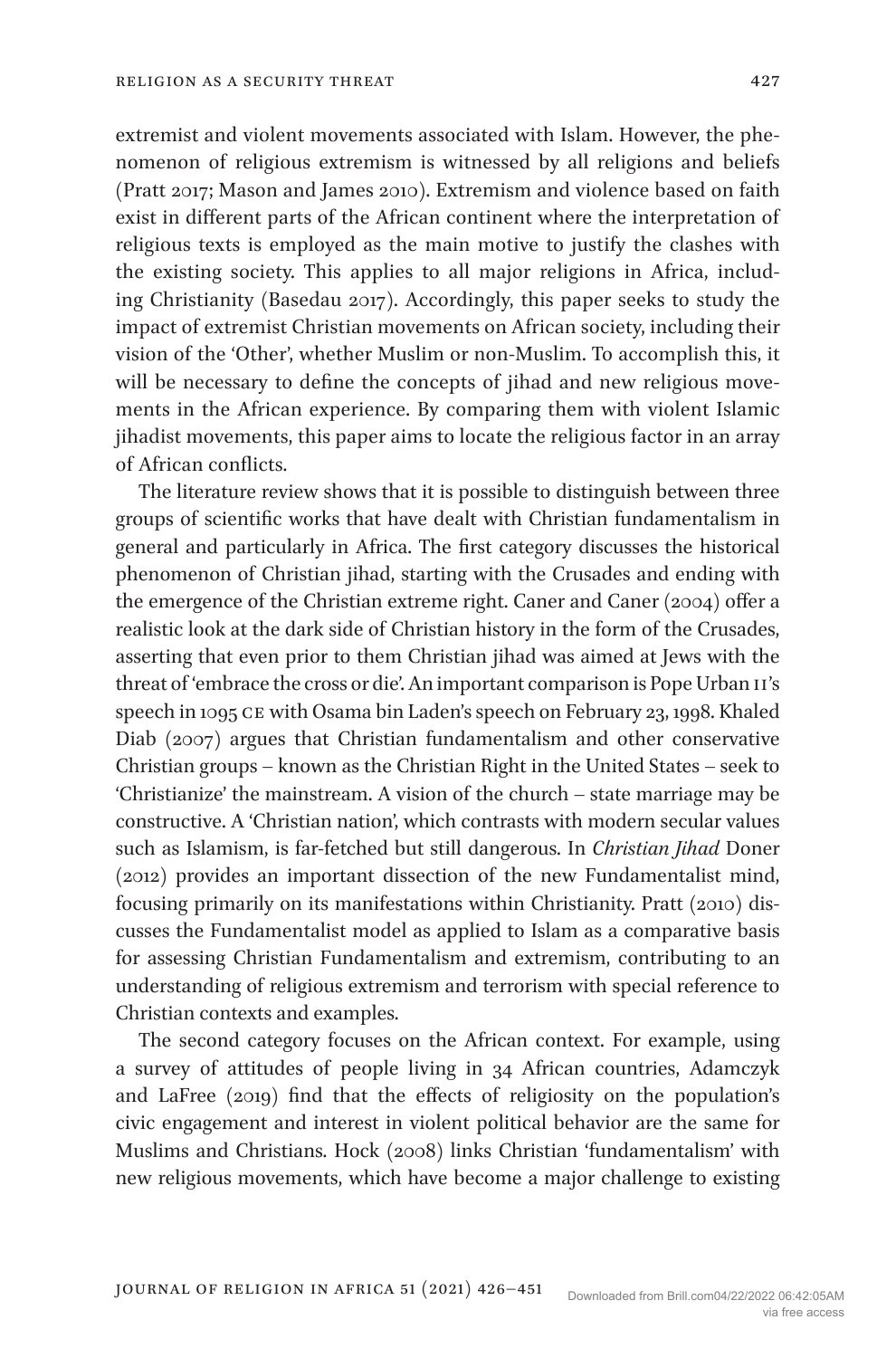extremist and violent movements associated with Islam. However, the phenomenon of religious extremism is witnessed by all religions and beliefs (Pratt 2017; Mason and James 2010). Extremism and violence based on faith exist in different parts of the African continent where the interpretation of religious texts is employed as the main motive to justify the clashes with the existing society. This applies to all major religions in Africa, including Christianity (Basedau 2017). Accordingly, this paper seeks to study the impact of extremist Christian movements on African society, including their vision of the 'Other', whether Muslim or non-Muslim. To accomplish this, it will be necessary to define the concepts of jihad and new religious movements in the African experience. By comparing them with violent Islamic jihadist movements, this paper aims to locate the religious factor in an array of African conflicts.

The literature review shows that it is possible to distinguish between three groups of scientific works that have dealt with Christian fundamentalism in general and particularly in Africa. The first category discusses the historical phenomenon of Christian jihad, starting with the Crusades and ending with the emergence of the Christian extreme right. Caner and Caner (2004) offer a realistic look at the dark side of Christian history in the form of the Crusades, asserting that even prior to them Christian jihad was aimed at Jews with the threat of 'embrace the cross or die'. An important comparison is Pope Urban II's speech in 1095 CE with Osama bin Laden's speech on February 23, 1998. Khaled Diab (2007) argues that Christian fundamentalism and other conservative Christian groups – known as the Christian Right in the United States – seek to 'Christianize' the mainstream. A vision of the church – state marriage may be constructive. A 'Christian nation', which contrasts with modern secular values such as Islamism, is far-fetched but still dangerous. In *Christian Jihad* Doner (2012) provides an important dissection of the new Fundamentalist mind, focusing primarily on its manifestations within Christianity. Pratt (2010) discusses the Fundamentalist model as applied to Islam as a comparative basis for assessing Christian Fundamentalism and extremism, contributing to an understanding of religious extremism and terrorism with special reference to Christian contexts and examples.

The second category focuses on the African context. For example, using a survey of attitudes of people living in 34 African countries, Adamczyk and LaFree (2019) find that the effects of religiosity on the population's civic engagement and interest in violent political behavior are the same for Muslims and Christians. Hock (2008) links Christian 'fundamentalism' with new religious movements, which have become a major challenge to existing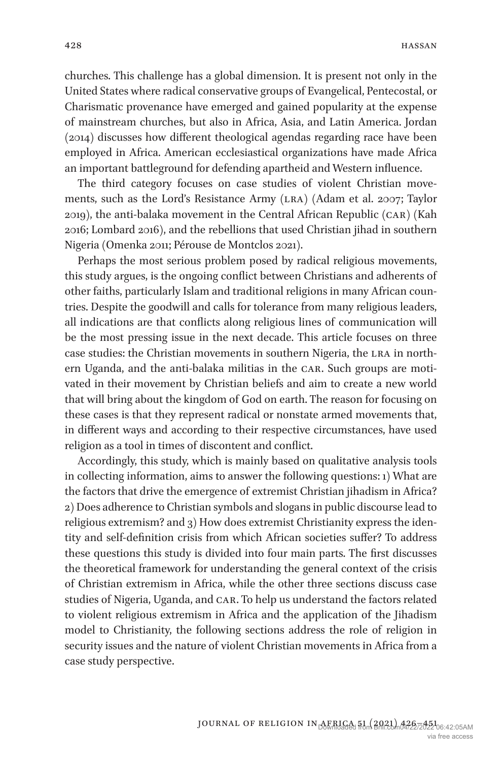churches. This challenge has a global dimension. It is present not only in the United States where radical conservative groups of Evangelical, Pentecostal, or Charismatic provenance have emerged and gained popularity at the expense of mainstream churches, but also in Africa, Asia, and Latin America. Jordan (2014) discusses how different theological agendas regarding race have been employed in Africa. American ecclesiastical organizations have made Africa an important battleground for defending apartheid and Western influence.

The third category focuses on case studies of violent Christian movements, such as the Lord's Resistance Army (LRA) (Adam et al. 2007; Taylor 2019), the anti-balaka movement in the Central African Republic (CAR) (Kah 2016; Lombard 2016), and the rebellions that used Christian jihad in southern Nigeria (Omenka 2011; Pérouse de Montclos 2021).

Perhaps the most serious problem posed by radical religious movements, this study argues, is the ongoing conflict between Christians and adherents of other faiths, particularly Islam and traditional religions in many African countries. Despite the goodwill and calls for tolerance from many religious leaders, all indications are that conflicts along religious lines of communication will be the most pressing issue in the next decade. This article focuses on three case studies: the Christian movements in southern Nigeria, the LRA in northern Uganda, and the anti-balaka militias in the CAR. Such groups are motivated in their movement by Christian beliefs and aim to create a new world that will bring about the kingdom of God on earth. The reason for focusing on these cases is that they represent radical or nonstate armed movements that, in different ways and according to their respective circumstances, have used religion as a tool in times of discontent and conflict.

Accordingly, this study, which is mainly based on qualitative analysis tools in collecting information, aims to answer the following questions: 1) What are the factors that drive the emergence of extremist Christian jihadism in Africa? 2) Does adherence to Christian symbols and slogans in public discourse lead to religious extremism? and 3) How does extremist Christianity express the identity and self-definition crisis from which African societies suffer? To address these questions this study is divided into four main parts. The first discusses the theoretical framework for understanding the general context of the crisis of Christian extremism in Africa, while the other three sections discuss case studies of Nigeria, Uganda, and CAR. To help us understand the factors related to violent religious extremism in Africa and the application of the Jihadism model to Christianity, the following sections address the role of religion in security issues and the nature of violent Christian movements in Africa from a case study perspective.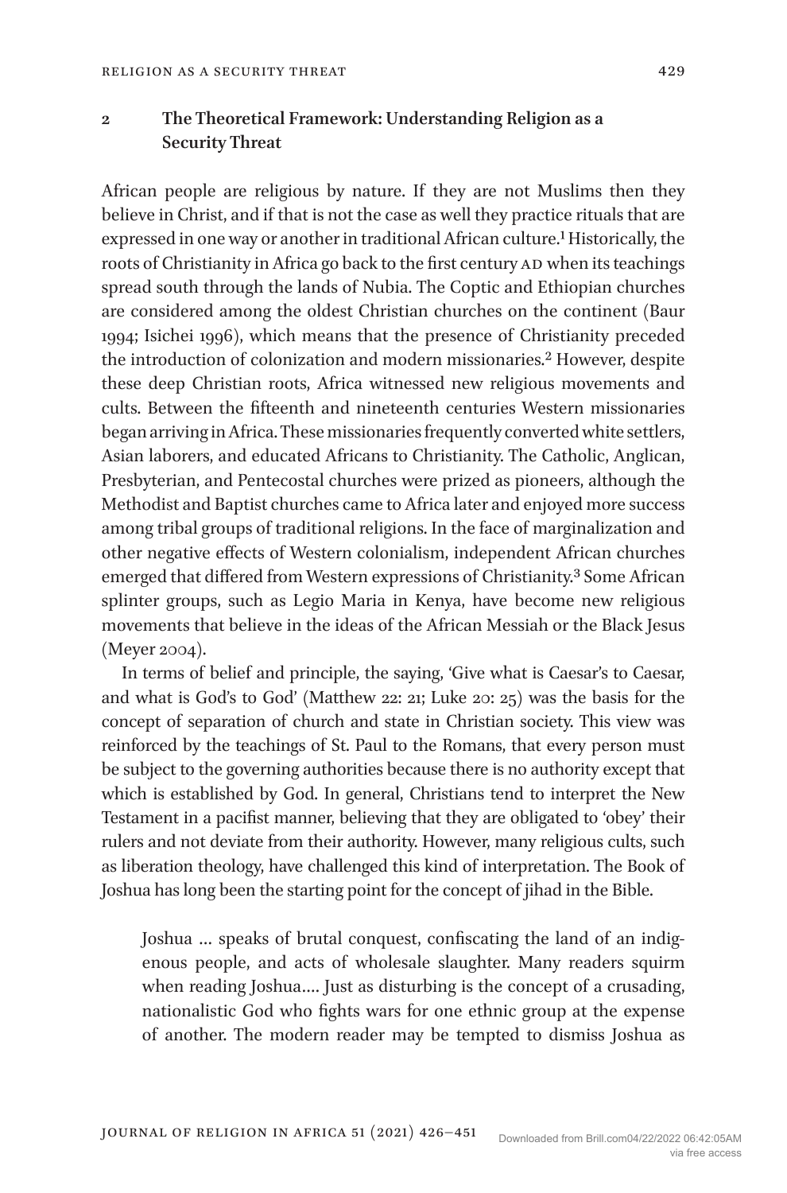## 2 The Theoretical Framework: Understanding Religion as a Security Threat

African people are religious by nature. If they are not Muslims then they believe in Christ, and if that is not the case as well they practice rituals that are expressed in one way or another in traditional African culture.[1] Historically, the roots of Christianity in Africa go back to the first century AD when its teachings spread south through the lands of Nubia. The Coptic and Ethiopian churches are considered among the oldest Christian churches on the continent (Baur 1994; Isichei 1996), which means that the presence of Christianity preceded the introduction of colonization and modern missionaries.[2] However, despite these deep Christian roots, Africa witnessed new religious movements and cults. Between the fifteenth and nineteenth centuries Western missionaries began arriving in Africa. These missionaries frequently converted white settlers, Asian laborers, and educated Africans to Christianity. The Catholic, Anglican, Presbyterian, and Pentecostal churches were prized as pioneers, although the Methodist and Baptist churches came to Africa later and enjoyed more success among tribal groups of traditional religions. In the face of marginalization and other negative effects of Western colonialism, independent African churches emerged that differed from Western expressions of Christianity.[3] Some African splinter groups, such as Legio Maria in Kenya, have become new religious movements that believe in the ideas of the African Messiah or the Black Jesus (Meyer 2004).

In terms of belief and principle, the saying, 'Give what is Caesar's to Caesar, and what is God's to God' (Matthew 22: 21; Luke 20: 25) was the basis for the concept of separation of church and state in Christian society. This view was reinforced by the teachings of St. Paul to the Romans, that every person must be subject to the governing authorities because there is no authority except that which is established by God. In general, Christians tend to interpret the New Testament in a pacifist manner, believing that they are obligated to 'obey' their rulers and not deviate from their authority. However, many religious cults, such as liberation theology, have challenged this kind of interpretation. The Book of Joshua has long been the starting point for the concept of jihad in the Bible.

> Joshua … speaks of brutal conquest, confiscating the land of an indigenous people, and acts of wholesale slaughter. Many readers squirm when reading Joshua.… Just as disturbing is the concept of a crusading, nationalistic God who fights wars for one ethnic group at the expense of another. The modern reader may be tempted to dismiss Joshua as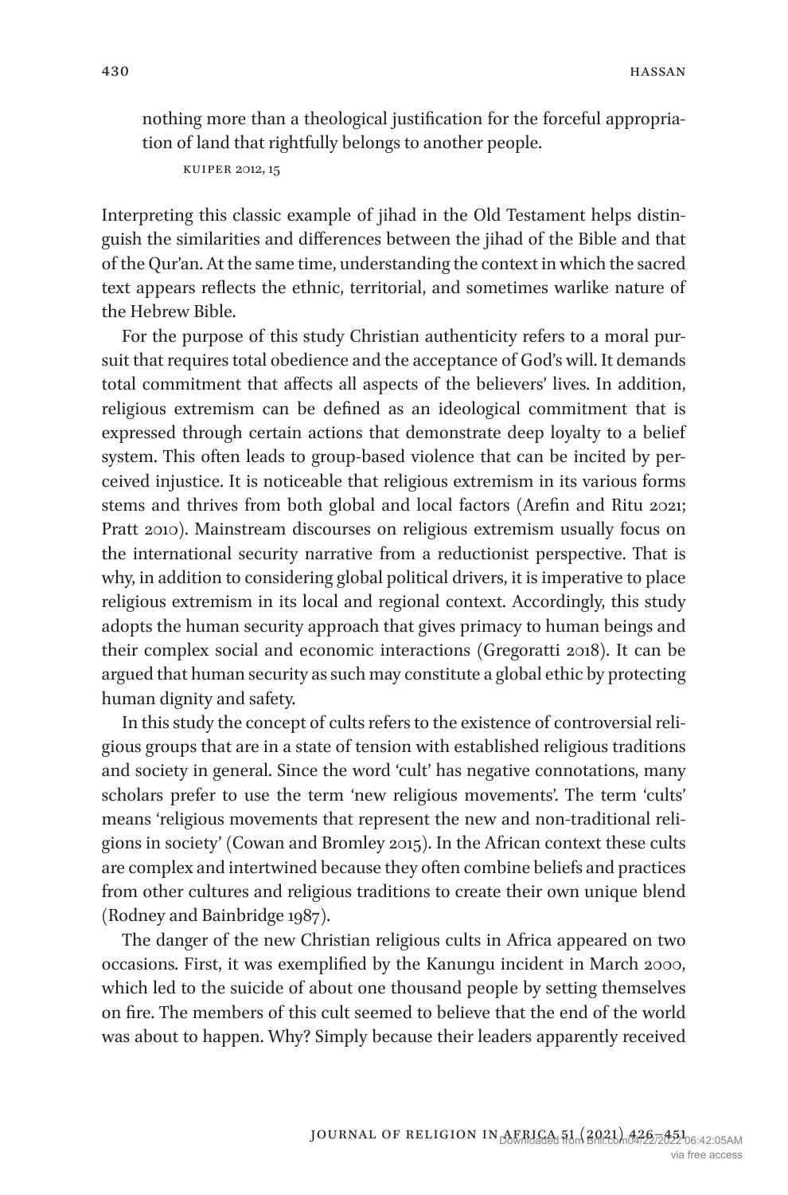> nothing more than a theological justification for the forceful appropriation of land that rightfully belongs to another people.
>
> KUIPER 2012, 15

Interpreting this classic example of jihad in the Old Testament helps distinguish the similarities and differences between the jihad of the Bible and that of the Qur'an. At the same time, understanding the context in which the sacred text appears reflects the ethnic, territorial, and sometimes warlike nature of the Hebrew Bible.

For the purpose of this study Christian authenticity refers to a moral pursuit that requires total obedience and the acceptance of God's will. It demands total commitment that affects all aspects of the believers' lives. In addition, religious extremism can be defined as an ideological commitment that is expressed through certain actions that demonstrate deep loyalty to a belief system. This often leads to group-based violence that can be incited by perceived injustice. It is noticeable that religious extremism in its various forms stems and thrives from both global and local factors (Arefin and Ritu 2021; Pratt 2010). Mainstream discourses on religious extremism usually focus on the international security narrative from a reductionist perspective. That is why, in addition to considering global political drivers, it is imperative to place religious extremism in its local and regional context. Accordingly, this study adopts the human security approach that gives primacy to human beings and their complex social and economic interactions (Gregoratti 2018). It can be argued that human security as such may constitute a global ethic by protecting human dignity and safety.

In this study the concept of cults refers to the existence of controversial religious groups that are in a state of tension with established religious traditions and society in general. Since the word 'cult' has negative connotations, many scholars prefer to use the term 'new religious movements'. The term 'cults' means 'religious movements that represent the new and non-traditional religions in society' (Cowan and Bromley 2015). In the African context these cults are complex and intertwined because they often combine beliefs and practices from other cultures and religious traditions to create their own unique blend (Rodney and Bainbridge 1987).

The danger of the new Christian religious cults in Africa appeared on two occasions. First, it was exemplified by the Kanungu incident in March 2000, which led to the suicide of about one thousand people by setting themselves on fire. The members of this cult seemed to believe that the end of the world was about to happen. Why? Simply because their leaders apparently received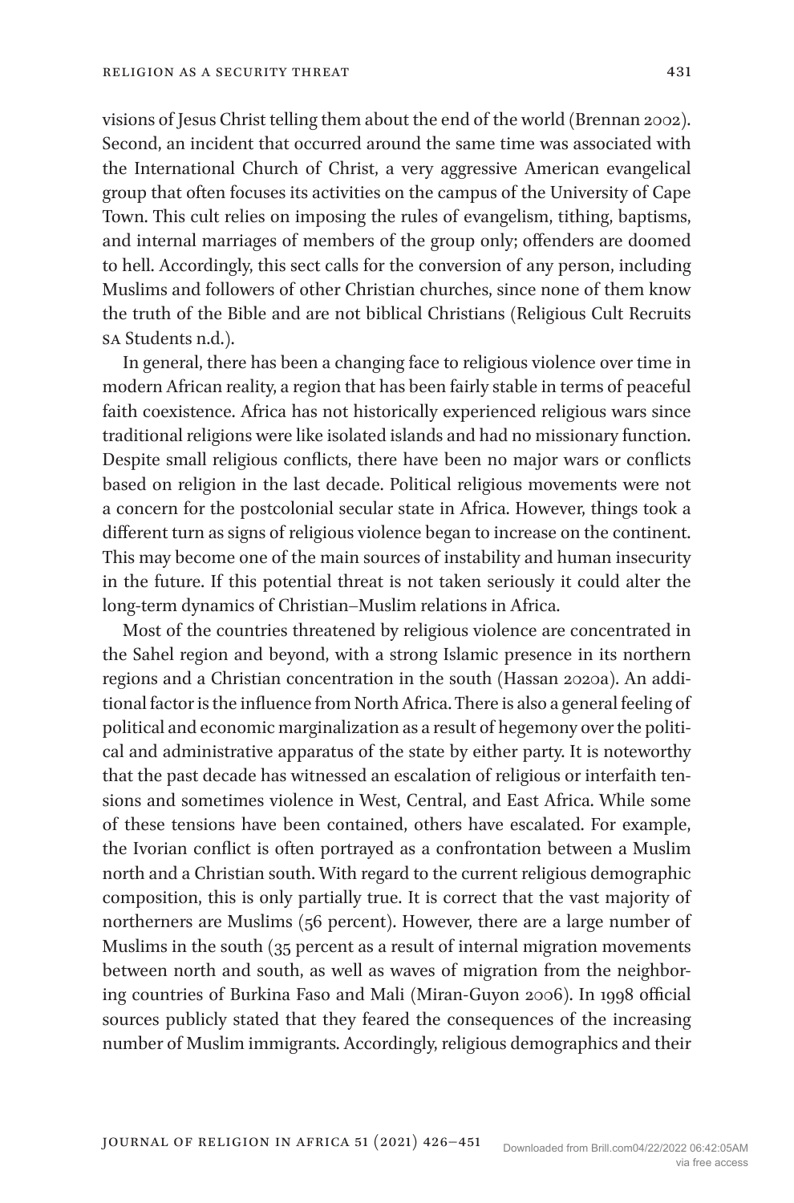visions of Jesus Christ telling them about the end of the world (Brennan 2002). Second, an incident that occurred around the same time was associated with the International Church of Christ, a very aggressive American evangelical group that often focuses its activities on the campus of the University of Cape Town. This cult relies on imposing the rules of evangelism, tithing, baptisms, and internal marriages of members of the group only; offenders are doomed to hell. Accordingly, this sect calls for the conversion of any person, including Muslims and followers of other Christian churches, since none of them know the truth of the Bible and are not biblical Christians (Religious Cult Recruits SA Students n.d.).

In general, there has been a changing face to religious violence over time in modern African reality, a region that has been fairly stable in terms of peaceful faith coexistence. Africa has not historically experienced religious wars since traditional religions were like isolated islands and had no missionary function. Despite small religious conflicts, there have been no major wars or conflicts based on religion in the last decade. Political religious movements were not a concern for the postcolonial secular state in Africa. However, things took a different turn as signs of religious violence began to increase on the continent. This may become one of the main sources of instability and human insecurity in the future. If this potential threat is not taken seriously it could alter the long-term dynamics of Christian–Muslim relations in Africa.

Most of the countries threatened by religious violence are concentrated in the Sahel region and beyond, with a strong Islamic presence in its northern regions and a Christian concentration in the south (Hassan 2020a). An additional factor is the influence from North Africa. There is also a general feeling of political and economic marginalization as a result of hegemony over the political and administrative apparatus of the state by either party. It is noteworthy that the past decade has witnessed an escalation of religious or interfaith tensions and sometimes violence in West, Central, and East Africa. While some of these tensions have been contained, others have escalated. For example, the Ivorian conflict is often portrayed as a confrontation between a Muslim north and a Christian south. With regard to the current religious demographic composition, this is only partially true. It is correct that the vast majority of northerners are Muslims (56 percent). However, there are a large number of Muslims in the south (35 percent as a result of internal migration movements between north and south, as well as waves of migration from the neighboring countries of Burkina Faso and Mali (Miran-Guyon 2006). In 1998 official sources publicly stated that they feared the consequences of the increasing number of Muslim immigrants. Accordingly, religious demographics and their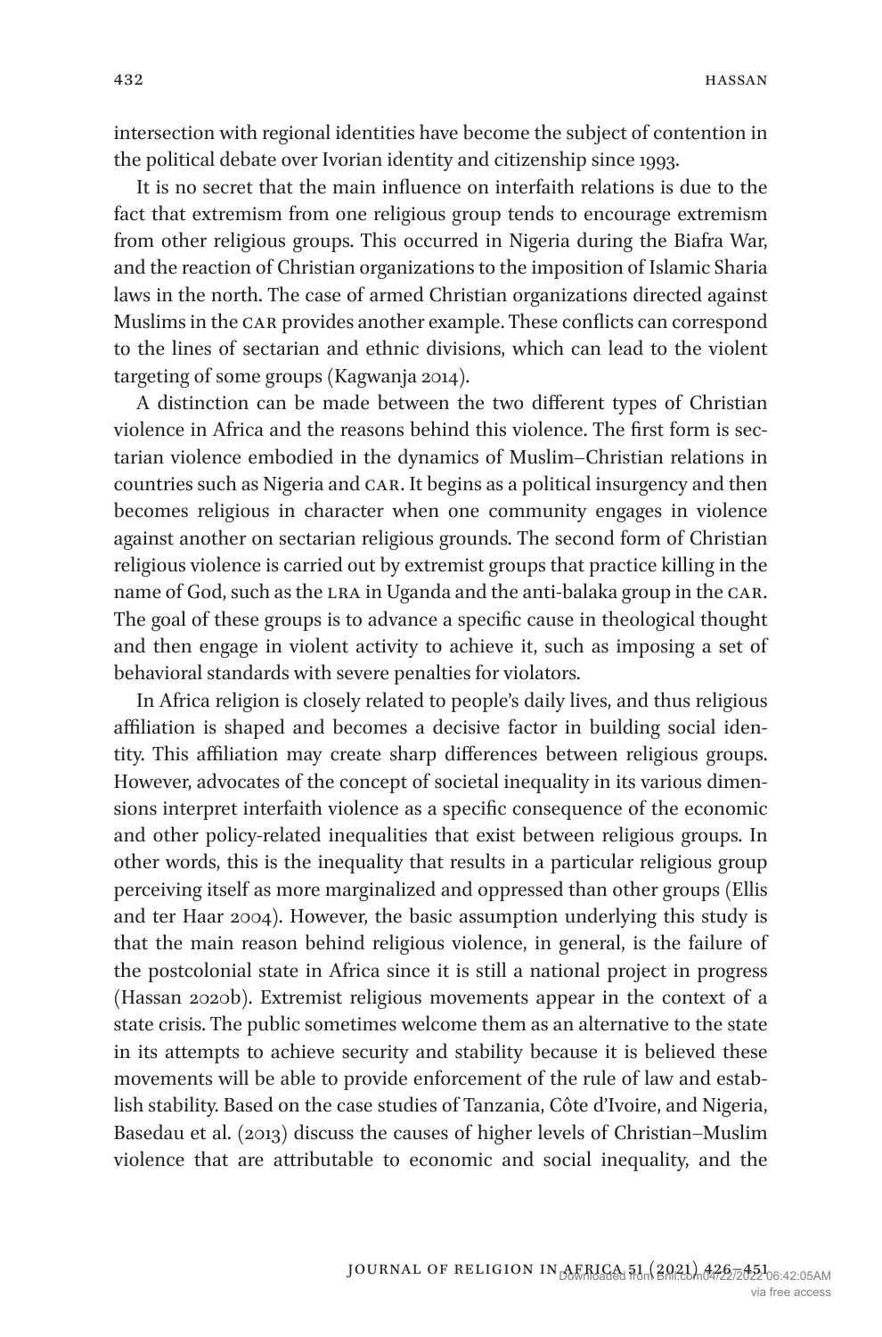intersection with regional identities have become the subject of contention in the political debate over Ivorian identity and citizenship since 1993.

It is no secret that the main influence on interfaith relations is due to the fact that extremism from one religious group tends to encourage extremism from other religious groups. This occurred in Nigeria during the Biafra War, and the reaction of Christian organizations to the imposition of Islamic Sharia laws in the north. The case of armed Christian organizations directed against Muslims in the CAR provides another example. These conflicts can correspond to the lines of sectarian and ethnic divisions, which can lead to the violent targeting of some groups (Kagwanja 2014).

A distinction can be made between the two different types of Christian violence in Africa and the reasons behind this violence. The first form is sectarian violence embodied in the dynamics of Muslim–Christian relations in countries such as Nigeria and CAR. It begins as a political insurgency and then becomes religious in character when one community engages in violence against another on sectarian religious grounds. The second form of Christian religious violence is carried out by extremist groups that practice killing in the name of God, such as the LRA in Uganda and the anti-balaka group in the CAR. The goal of these groups is to advance a specific cause in theological thought and then engage in violent activity to achieve it, such as imposing a set of behavioral standards with severe penalties for violators.

In Africa religion is closely related to people's daily lives, and thus religious affiliation is shaped and becomes a decisive factor in building social identity. This affiliation may create sharp differences between religious groups. However, advocates of the concept of societal inequality in its various dimensions interpret interfaith violence as a specific consequence of the economic and other policy-related inequalities that exist between religious groups. In other words, this is the inequality that results in a particular religious group perceiving itself as more marginalized and oppressed than other groups (Ellis and ter Haar 2004). However, the basic assumption underlying this study is that the main reason behind religious violence, in general, is the failure of the postcolonial state in Africa since it is still a national project in progress (Hassan 2020b). Extremist religious movements appear in the context of a state crisis. The public sometimes welcome them as an alternative to the state in its attempts to achieve security and stability because it is believed these movements will be able to provide enforcement of the rule of law and establish stability. Based on the case studies of Tanzania, Côte d'Ivoire, and Nigeria, Basedau et al. (2013) discuss the causes of higher levels of Christian–Muslim violence that are attributable to economic and social inequality, and the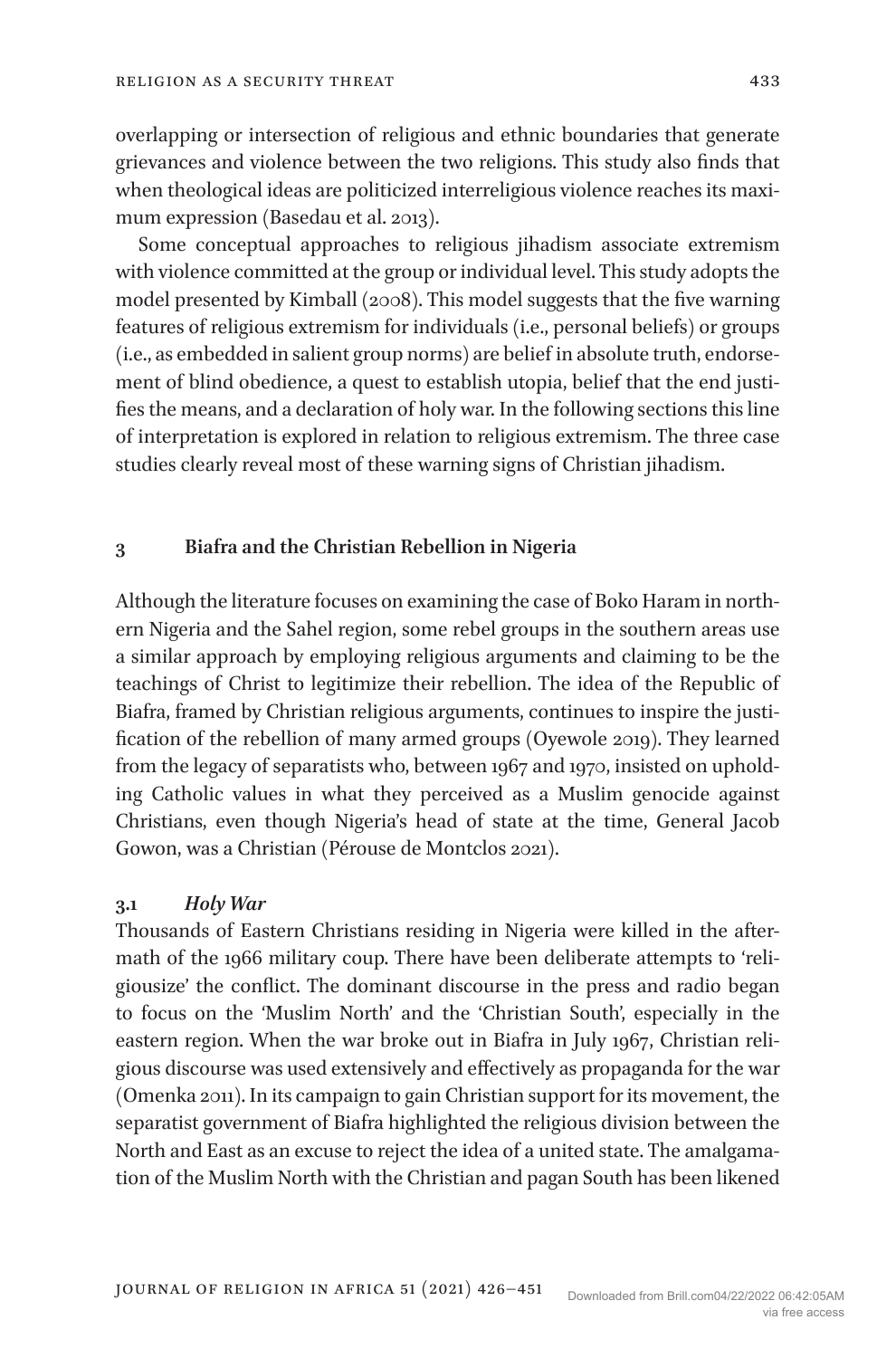overlapping or intersection of religious and ethnic boundaries that generate grievances and violence between the two religions. This study also finds that when theological ideas are politicized interreligious violence reaches its maximum expression (Basedau et al. 2013).

Some conceptual approaches to religious jihadism associate extremism with violence committed at the group or individual level. This study adopts the model presented by Kimball (2008). This model suggests that the five warning features of religious extremism for individuals (i.e., personal beliefs) or groups (i.e., as embedded in salient group norms) are belief in absolute truth, endorsement of blind obedience, a quest to establish utopia, belief that the end justifies the means, and a declaration of holy war. In the following sections this line of interpretation is explored in relation to religious extremism. The three case studies clearly reveal most of these warning signs of Christian jihadism.

## 3 Biafra and the Christian Rebellion in Nigeria

Although the literature focuses on examining the case of Boko Haram in northern Nigeria and the Sahel region, some rebel groups in the southern areas use a similar approach by employing religious arguments and claiming to be the teachings of Christ to legitimize their rebellion. The idea of the Republic of Biafra, framed by Christian religious arguments, continues to inspire the justification of the rebellion of many armed groups (Oyewole 2019). They learned from the legacy of separatists who, between 1967 and 1970, insisted on upholding Catholic values in what they perceived as a Muslim genocide against Christians, even though Nigeria's head of state at the time, General Jacob Gowon, was a Christian (Pérouse de Montclos 2021).

### 3.1 *Holy War*

Thousands of Eastern Christians residing in Nigeria were killed in the aftermath of the 1966 military coup. There have been deliberate attempts to 'religiousize' the conflict. The dominant discourse in the press and radio began to focus on the 'Muslim North' and the 'Christian South', especially in the eastern region. When the war broke out in Biafra in July 1967, Christian religious discourse was used extensively and effectively as propaganda for the war (Omenka 2011). In its campaign to gain Christian support for its movement, the separatist government of Biafra highlighted the religious division between the North and East as an excuse to reject the idea of a united state. The amalgamation of the Muslim North with the Christian and pagan South has been likened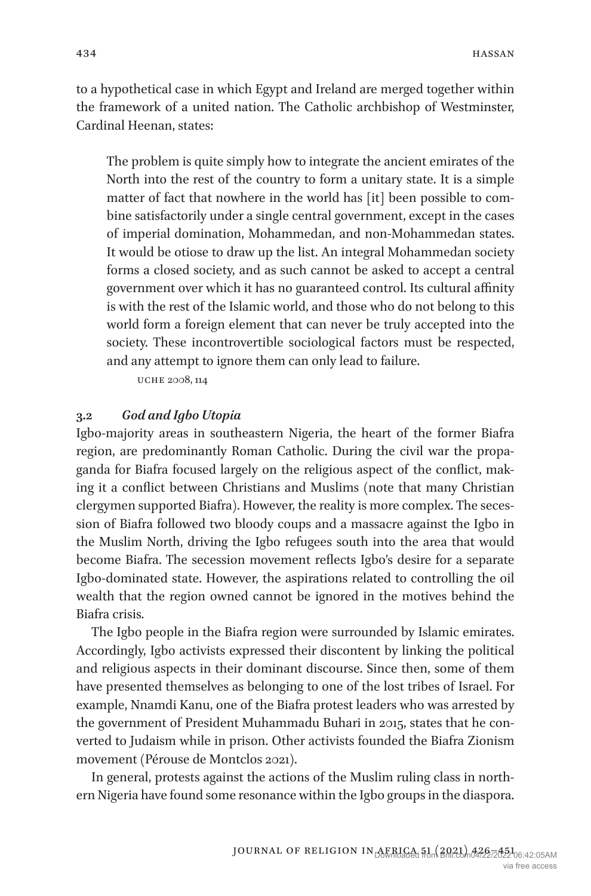to a hypothetical case in which Egypt and Ireland are merged together within the framework of a united nation. The Catholic archbishop of Westminster, Cardinal Heenan, states:

> The problem is quite simply how to integrate the ancient emirates of the North into the rest of the country to form a unitary state. It is a simple matter of fact that nowhere in the world has [it] been possible to combine satisfactorily under a single central government, except in the cases of imperial domination, Mohammedan, and non-Mohammedan states. It would be otiose to draw up the list. An integral Mohammedan society forms a closed society, and as such cannot be asked to accept a central government over which it has no guaranteed control. Its cultural affinity is with the rest of the Islamic world, and those who do not belong to this world form a foreign element that can never be truly accepted into the society. These incontrovertible sociological factors must be respected, and any attempt to ignore them can only lead to failure.
>
> UCHE 2008, 114

### 3.2 *God and Igbo Utopia*

Igbo-majority areas in southeastern Nigeria, the heart of the former Biafra region, are predominantly Roman Catholic. During the civil war the propaganda for Biafra focused largely on the religious aspect of the conflict, making it a conflict between Christians and Muslims (note that many Christian clergymen supported Biafra). However, the reality is more complex. The secession of Biafra followed two bloody coups and a massacre against the Igbo in the Muslim North, driving the Igbo refugees south into the area that would become Biafra. The secession movement reflects Igbo's desire for a separate Igbo-dominated state. However, the aspirations related to controlling the oil wealth that the region owned cannot be ignored in the motives behind the Biafra crisis.

The Igbo people in the Biafra region were surrounded by Islamic emirates. Accordingly, Igbo activists expressed their discontent by linking the political and religious aspects in their dominant discourse. Since then, some of them have presented themselves as belonging to one of the lost tribes of Israel. For example, Nnamdi Kanu, one of the Biafra protest leaders who was arrested by the government of President Muhammadu Buhari in 2015, states that he converted to Judaism while in prison. Other activists founded the Biafra Zionism movement (Pérouse de Montclos 2021).

In general, protests against the actions of the Muslim ruling class in northern Nigeria have found some resonance within the Igbo groups in the diaspora.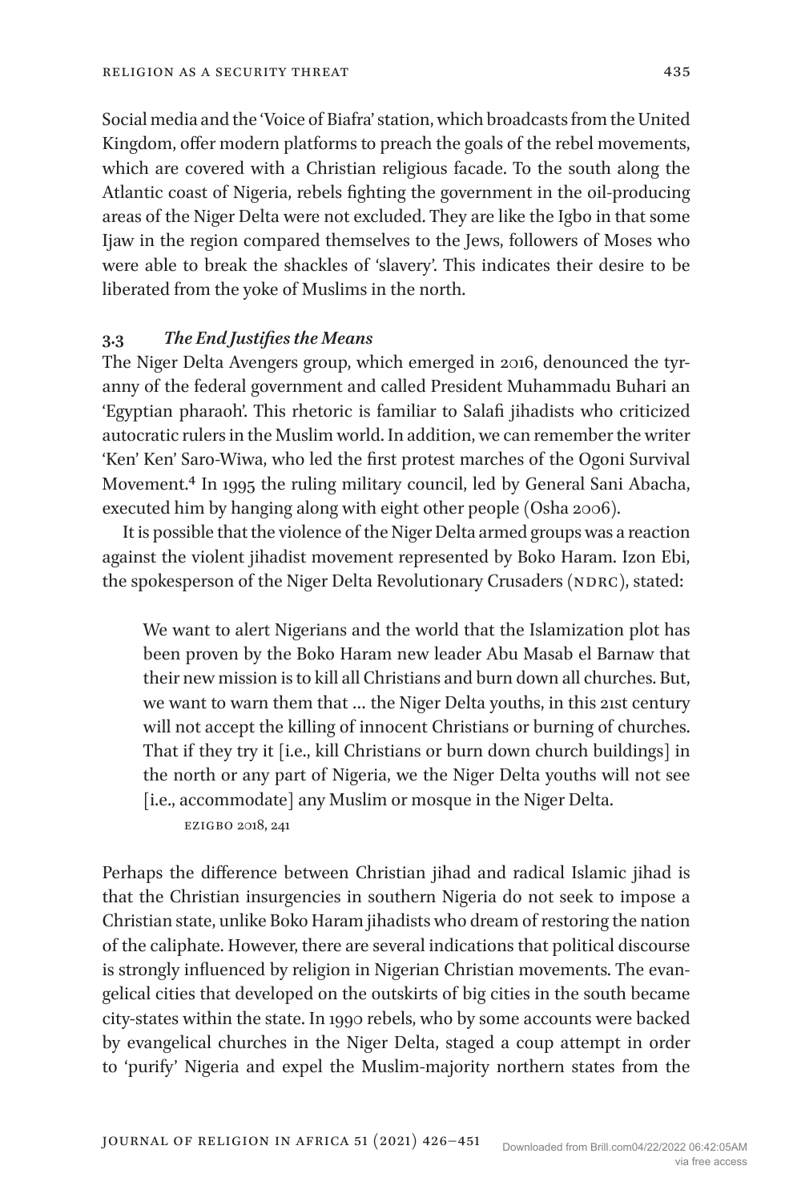Social media and the 'Voice of Biafra' station, which broadcasts from the United Kingdom, offer modern platforms to preach the goals of the rebel movements, which are covered with a Christian religious facade. To the south along the Atlantic coast of Nigeria, rebels fighting the government in the oil-producing areas of the Niger Delta were not excluded. They are like the Igbo in that some Ijaw in the region compared themselves to the Jews, followers of Moses who were able to break the shackles of 'slavery'. This indicates their desire to be liberated from the yoke of Muslims in the north.

### 3.3 *The End Justifies the Means*

The Niger Delta Avengers group, which emerged in 2016, denounced the tyranny of the federal government and called President Muhammadu Buhari an 'Egyptian pharaoh'. This rhetoric is familiar to Salafi jihadists who criticized autocratic rulers in the Muslim world. In addition, we can remember the writer 'Ken' Ken' Saro-Wiwa, who led the first protest marches of the Ogoni Survival Movement.[4] In 1995 the ruling military council, led by General Sani Abacha, executed him by hanging along with eight other people (Osha 2006).

It is possible that the violence of the Niger Delta armed groups was a reaction against the violent jihadist movement represented by Boko Haram. Izon Ebi, the spokesperson of the Niger Delta Revolutionary Crusaders (NDRC), stated:

> We want to alert Nigerians and the world that the Islamization plot has been proven by the Boko Haram new leader Abu Masab el Barnaw that their new mission is to kill all Christians and burn down all churches. But, we want to warn them that ... the Niger Delta youths, in this 21st century will not accept the killing of innocent Christians or burning of churches. That if they try it [i.e., kill Christians or burn down church buildings] in the north or any part of Nigeria, we the Niger Delta youths will not see [i.e., accommodate] any Muslim or mosque in the Niger Delta.
>
> EZIGBO 2018, 241

Perhaps the difference between Christian jihad and radical Islamic jihad is that the Christian insurgencies in southern Nigeria do not seek to impose a Christian state, unlike Boko Haram jihadists who dream of restoring the nation of the caliphate. However, there are several indications that political discourse is strongly influenced by religion in Nigerian Christian movements. The evangelical cities that developed on the outskirts of big cities in the south became city-states within the state. In 1990 rebels, who by some accounts were backed by evangelical churches in the Niger Delta, staged a coup attempt in order to 'purify' Nigeria and expel the Muslim-majority northern states from the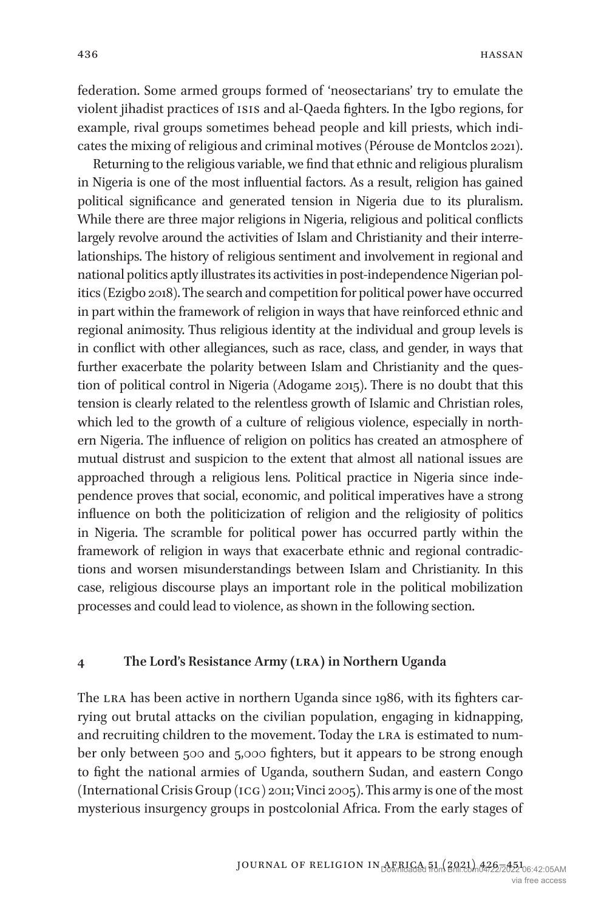federation. Some armed groups formed of 'neosectarians' try to emulate the violent jihadist practices of ISIS and al-Qaeda fighters. In the Igbo regions, for example, rival groups sometimes behead people and kill priests, which indicates the mixing of religious and criminal motives (Pérouse de Montclos 2021).

Returning to the religious variable, we find that ethnic and religious pluralism in Nigeria is one of the most influential factors. As a result, religion has gained political significance and generated tension in Nigeria due to its pluralism. While there are three major religions in Nigeria, religious and political conflicts largely revolve around the activities of Islam and Christianity and their interrelationships. The history of religious sentiment and involvement in regional and national politics aptly illustrates its activities in post-independence Nigerian politics (Ezigbo 2018). The search and competition for political power have occurred in part within the framework of religion in ways that have reinforced ethnic and regional animosity. Thus religious identity at the individual and group levels is in conflict with other allegiances, such as race, class, and gender, in ways that further exacerbate the polarity between Islam and Christianity and the question of political control in Nigeria (Adogame 2015). There is no doubt that this tension is clearly related to the relentless growth of Islamic and Christian roles, which led to the growth of a culture of religious violence, especially in northern Nigeria. The influence of religion on politics has created an atmosphere of mutual distrust and suspicion to the extent that almost all national issues are approached through a religious lens. Political practice in Nigeria since independence proves that social, economic, and political imperatives have a strong influence on both the politicization of religion and the religiosity of politics in Nigeria. The scramble for political power has occurred partly within the framework of religion in ways that exacerbate ethnic and regional contradictions and worsen misunderstandings between Islam and Christianity. In this case, religious discourse plays an important role in the political mobilization processes and could lead to violence, as shown in the following section.

## 4 The Lord's Resistance Army (LRA) in Northern Uganda

The LRA has been active in northern Uganda since 1986, with its fighters carrying out brutal attacks on the civilian population, engaging in kidnapping, and recruiting children to the movement. Today the LRA is estimated to number only between 500 and 5,000 fighters, but it appears to be strong enough to fight the national armies of Uganda, southern Sudan, and eastern Congo (International Crisis Group (ICG) 2011; Vinci 2005). This army is one of the most mysterious insurgency groups in postcolonial Africa. From the early stages of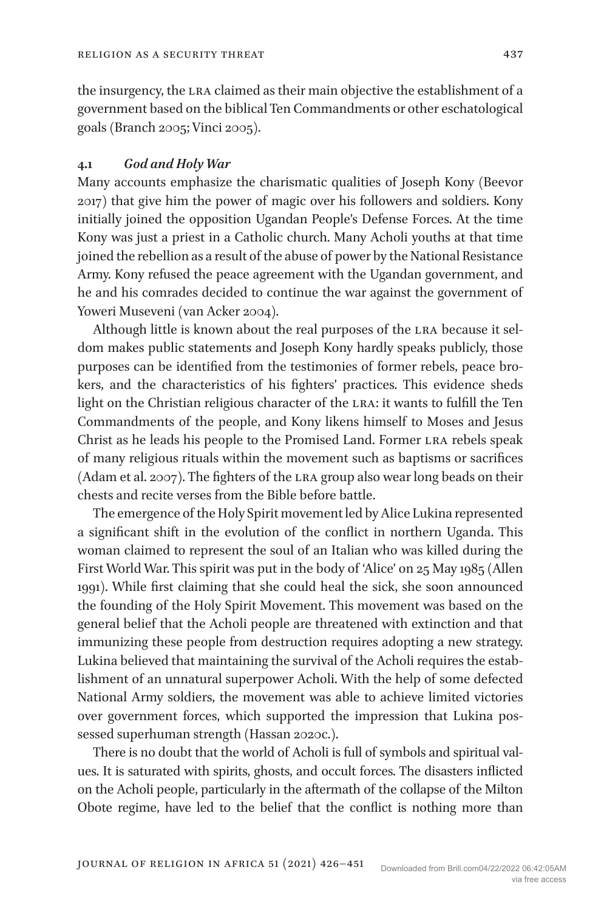the insurgency, the LRA claimed as their main objective the establishment of a government based on the biblical Ten Commandments or other eschatological goals (Branch 2005; Vinci 2005).

### 4.1 *God and Holy War*

Many accounts emphasize the charismatic qualities of Joseph Kony (Beevor 2017) that give him the power of magic over his followers and soldiers. Kony initially joined the opposition Ugandan People's Defense Forces. At the time Kony was just a priest in a Catholic church. Many Acholi youths at that time joined the rebellion as a result of the abuse of power by the National Resistance Army. Kony refused the peace agreement with the Ugandan government, and he and his comrades decided to continue the war against the government of Yoweri Museveni (van Acker 2004).

Although little is known about the real purposes of the LRA because it seldom makes public statements and Joseph Kony hardly speaks publicly, those purposes can be identified from the testimonies of former rebels, peace brokers, and the characteristics of his fighters' practices. This evidence sheds light on the Christian religious character of the LRA: it wants to fulfill the Ten Commandments of the people, and Kony likens himself to Moses and Jesus Christ as he leads his people to the Promised Land. Former LRA rebels speak of many religious rituals within the movement such as baptisms or sacrifices (Adam et al. 2007). The fighters of the LRA group also wear long beads on their chests and recite verses from the Bible before battle.

The emergence of the Holy Spirit movement led by Alice Lukina represented a significant shift in the evolution of the conflict in northern Uganda. This woman claimed to represent the soul of an Italian who was killed during the First World War. This spirit was put in the body of 'Alice' on 25 May 1985 (Allen 1991). While first claiming that she could heal the sick, she soon announced the founding of the Holy Spirit Movement. This movement was based on the general belief that the Acholi people are threatened with extinction and that immunizing these people from destruction requires adopting a new strategy. Lukina believed that maintaining the survival of the Acholi requires the establishment of an unnatural superpower Acholi. With the help of some defected National Army soldiers, the movement was able to achieve limited victories over government forces, which supported the impression that Lukina possessed superhuman strength (Hassan 2020c.).

There is no doubt that the world of Acholi is full of symbols and spiritual values. It is saturated with spirits, ghosts, and occult forces. The disasters inflicted on the Acholi people, particularly in the aftermath of the collapse of the Milton Obote regime, have led to the belief that the conflict is nothing more than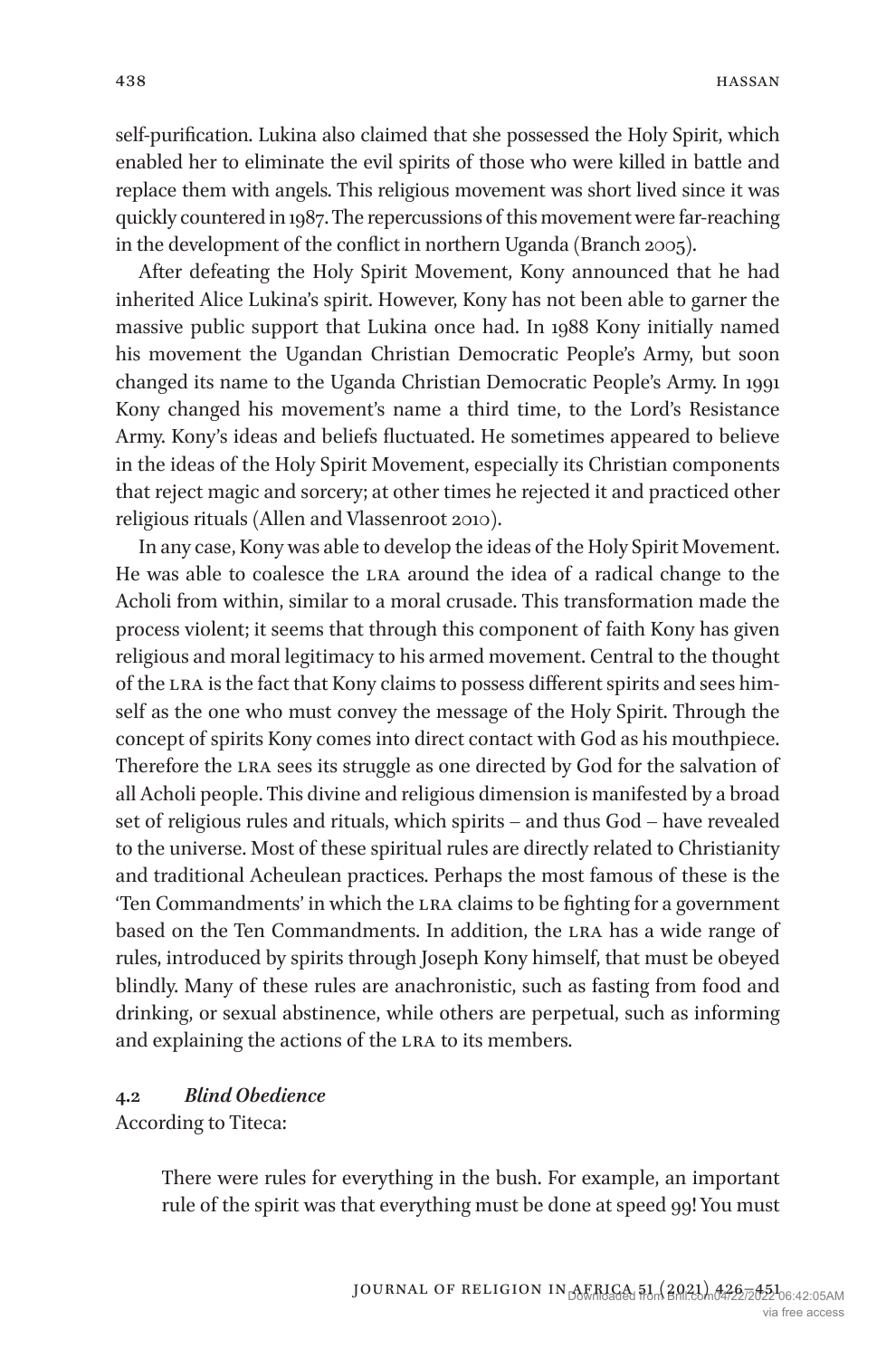self-purification. Lukina also claimed that she possessed the Holy Spirit, which enabled her to eliminate the evil spirits of those who were killed in battle and replace them with angels. This religious movement was short lived since it was quickly countered in 1987. The repercussions of this movement were far-reaching in the development of the conflict in northern Uganda (Branch 2005).

After defeating the Holy Spirit Movement, Kony announced that he had inherited Alice Lukina's spirit. However, Kony has not been able to garner the massive public support that Lukina once had. In 1988 Kony initially named his movement the Ugandan Christian Democratic People's Army, but soon changed its name to the Uganda Christian Democratic People's Army. In 1991 Kony changed his movement's name a third time, to the Lord's Resistance Army. Kony's ideas and beliefs fluctuated. He sometimes appeared to believe in the ideas of the Holy Spirit Movement, especially its Christian components that reject magic and sorcery; at other times he rejected it and practiced other religious rituals (Allen and Vlassenroot 2010).

In any case, Kony was able to develop the ideas of the Holy Spirit Movement. He was able to coalesce the LRA around the idea of a radical change to the Acholi from within, similar to a moral crusade. This transformation made the process violent; it seems that through this component of faith Kony has given religious and moral legitimacy to his armed movement. Central to the thought of the LRA is the fact that Kony claims to possess different spirits and sees himself as the one who must convey the message of the Holy Spirit. Through the concept of spirits Kony comes into direct contact with God as his mouthpiece. Therefore the LRA sees its struggle as one directed by God for the salvation of all Acholi people. This divine and religious dimension is manifested by a broad set of religious rules and rituals, which spirits – and thus God – have revealed to the universe. Most of these spiritual rules are directly related to Christianity and traditional Acheulean practices. Perhaps the most famous of these is the 'Ten Commandments' in which the LRA claims to be fighting for a government based on the Ten Commandments. In addition, the LRA has a wide range of rules, introduced by spirits through Joseph Kony himself, that must be obeyed blindly. Many of these rules are anachronistic, such as fasting from food and drinking, or sexual abstinence, while others are perpetual, such as informing and explaining the actions of the LRA to its members.

### 4.2 *Blind Obedience*

According to Titeca:

> There were rules for everything in the bush. For example, an important rule of the spirit was that everything must be done at speed 99! You must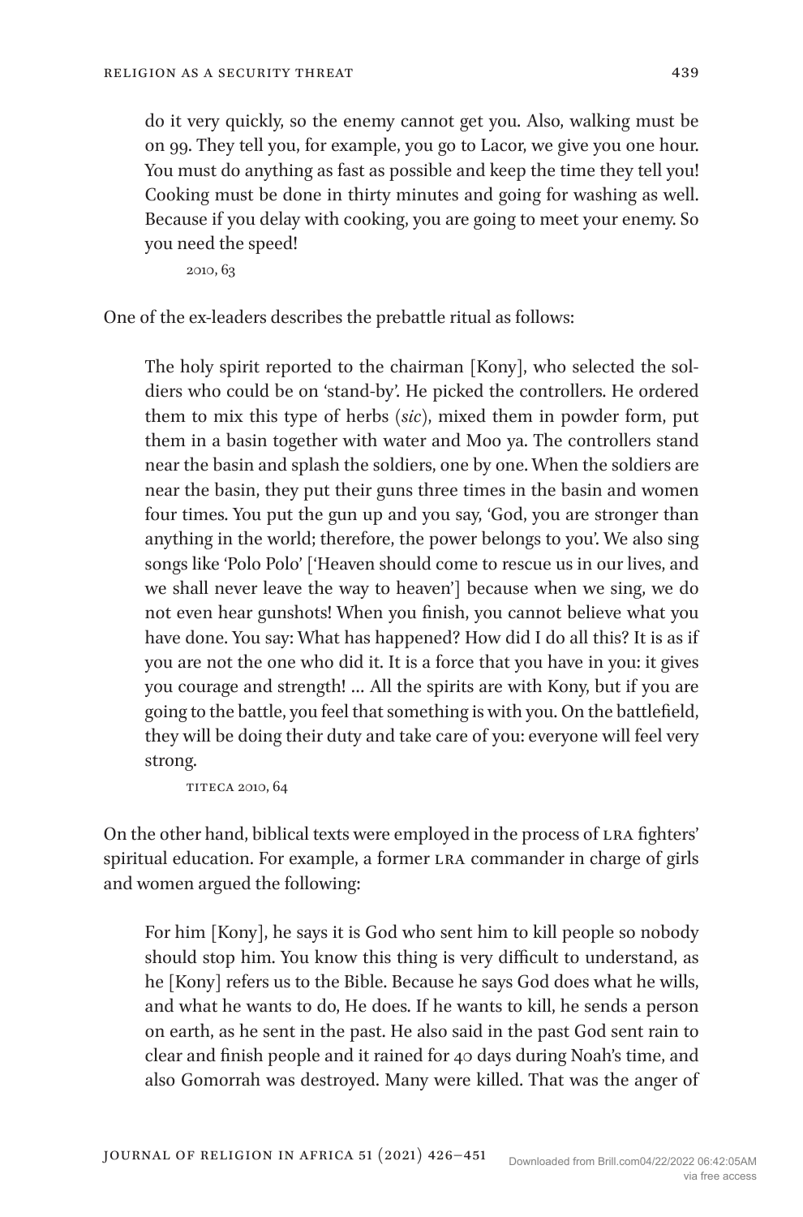> do it very quickly, so the enemy cannot get you. Also, walking must be on 99. They tell you, for example, you go to Lacor, we give you one hour. You must do anything as fast as possible and keep the time they tell you! Cooking must be done in thirty minutes and going for washing as well. Because if you delay with cooking, you are going to meet your enemy. So you need the speed!
>
> 2010, 63

One of the ex-leaders describes the prebattle ritual as follows:

> The holy spirit reported to the chairman [Kony], who selected the soldiers who could be on 'stand-by'. He picked the controllers. He ordered them to mix this type of herbs (*sic*), mixed them in powder form, put them in a basin together with water and Moo ya. The controllers stand near the basin and splash the soldiers, one by one. When the soldiers are near the basin, they put their guns three times in the basin and women four times. You put the gun up and you say, 'God, you are stronger than anything in the world; therefore, the power belongs to you'. We also sing songs like 'Polo Polo' ['Heaven should come to rescue us in our lives, and we shall never leave the way to heaven'] because when we sing, we do not even hear gunshots! When you finish, you cannot believe what you have done. You say: What has happened? How did I do all this? It is as if you are not the one who did it. It is a force that you have in you: it gives you courage and strength! … All the spirits are with Kony, but if you are going to the battle, you feel that something is with you. On the battlefield, they will be doing their duty and take care of you: everyone will feel very strong.
>
> Titeca 2010, 64

On the other hand, biblical texts were employed in the process of LRA fighters' spiritual education. For example, a former LRA commander in charge of girls and women argued the following:

> For him [Kony], he says it is God who sent him to kill people so nobody should stop him. You know this thing is very difficult to understand, as he [Kony] refers us to the Bible. Because he says God does what he wills, and what he wants to do, He does. If he wants to kill, he sends a person on earth, as he sent in the past. He also said in the past God sent rain to clear and finish people and it rained for 40 days during Noah's time, and also Gomorrah was destroyed. Many were killed. That was the anger of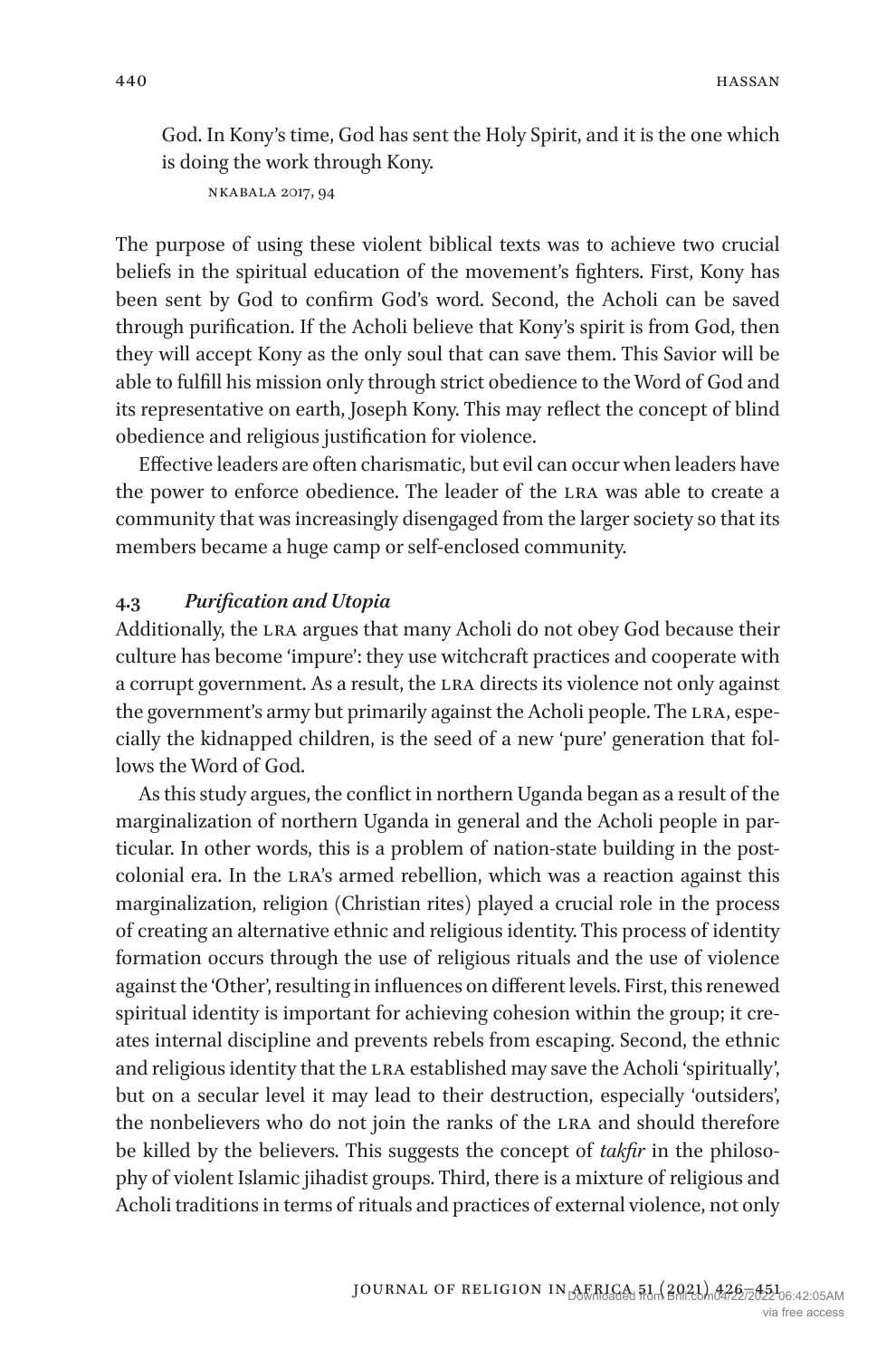> God. In Kony's time, God has sent the Holy Spirit, and it is the one which is doing the work through Kony.
>
> NKABALA 2017, 94

The purpose of using these violent biblical texts was to achieve two crucial beliefs in the spiritual education of the movement's fighters. First, Kony has been sent by God to confirm God's word. Second, the Acholi can be saved through purification. If the Acholi believe that Kony's spirit is from God, then they will accept Kony as the only soul that can save them. This Savior will be able to fulfill his mission only through strict obedience to the Word of God and its representative on earth, Joseph Kony. This may reflect the concept of blind obedience and religious justification for violence.

Effective leaders are often charismatic, but evil can occur when leaders have the power to enforce obedience. The leader of the LRA was able to create a community that was increasingly disengaged from the larger society so that its members became a huge camp or self-enclosed community.

### 4.3 *Purification and Utopia*

Additionally, the LRA argues that many Acholi do not obey God because their culture has become 'impure': they use witchcraft practices and cooperate with a corrupt government. As a result, the LRA directs its violence not only against the government's army but primarily against the Acholi people. The LRA, especially the kidnapped children, is the seed of a new 'pure' generation that follows the Word of God.

As this study argues, the conflict in northern Uganda began as a result of the marginalization of northern Uganda in general and the Acholi people in particular. In other words, this is a problem of nation-state building in the post-colonial era. In the LRA's armed rebellion, which was a reaction against this marginalization, religion (Christian rites) played a crucial role in the process of creating an alternative ethnic and religious identity. This process of identity formation occurs through the use of religious rituals and the use of violence against the 'Other', resulting in influences on different levels. First, this renewed spiritual identity is important for achieving cohesion within the group; it creates internal discipline and prevents rebels from escaping. Second, the ethnic and religious identity that the LRA established may save the Acholi 'spiritually', but on a secular level it may lead to their destruction, especially 'outsiders', the nonbelievers who do not join the ranks of the LRA and should therefore be killed by the believers. This suggests the concept of *takfir* in the philosophy of violent Islamic jihadist groups. Third, there is a mixture of religious and Acholi traditions in terms of rituals and practices of external violence, not only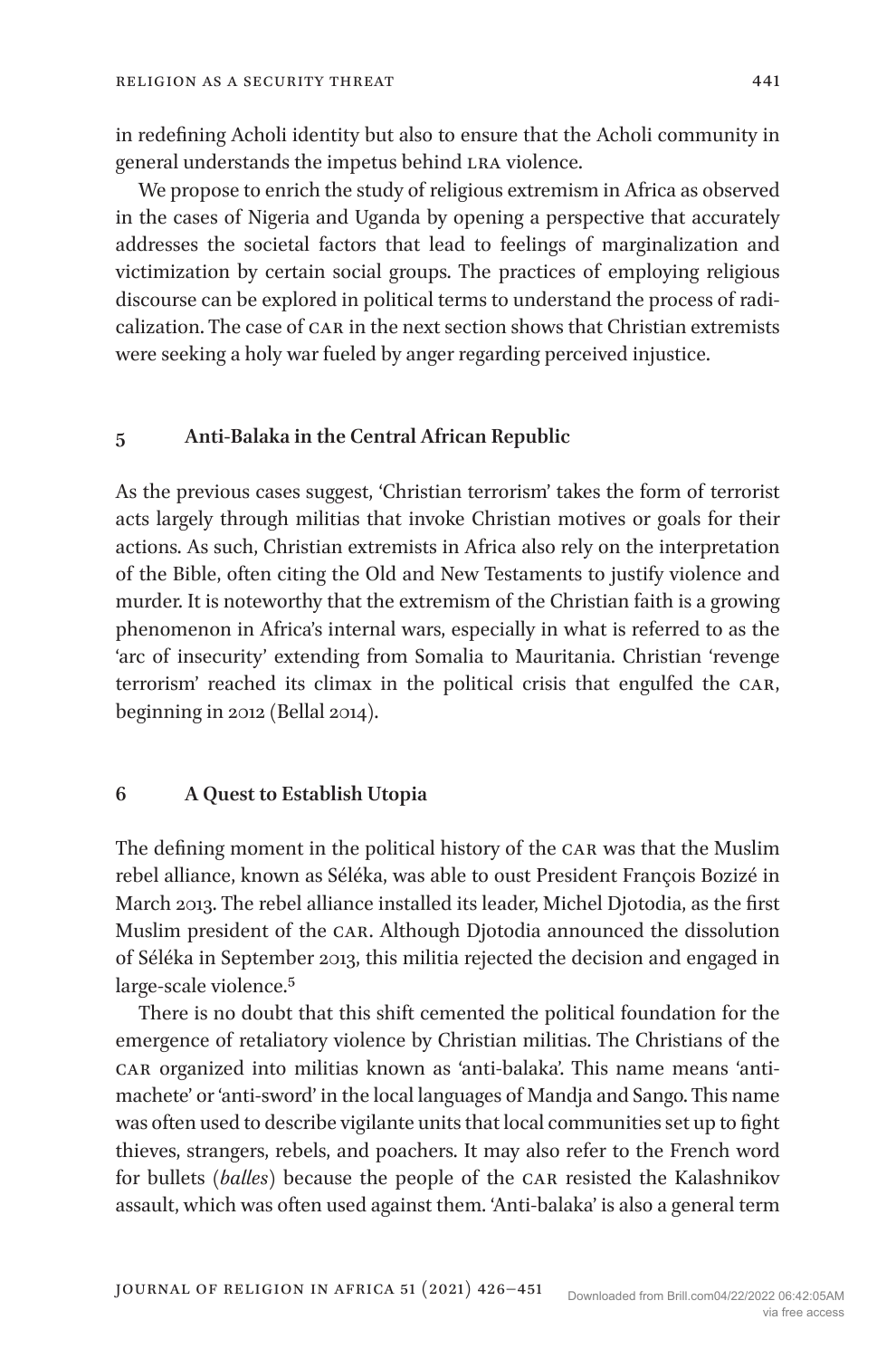in redefining Acholi identity but also to ensure that the Acholi community in general understands the impetus behind LRA violence.

We propose to enrich the study of religious extremism in Africa as observed in the cases of Nigeria and Uganda by opening a perspective that accurately addresses the societal factors that lead to feelings of marginalization and victimization by certain social groups. The practices of employing religious discourse can be explored in political terms to understand the process of radicalization. The case of CAR in the next section shows that Christian extremists were seeking a holy war fueled by anger regarding perceived injustice.

## 5 Anti-Balaka in the Central African Republic

As the previous cases suggest, 'Christian terrorism' takes the form of terrorist acts largely through militias that invoke Christian motives or goals for their actions. As such, Christian extremists in Africa also rely on the interpretation of the Bible, often citing the Old and New Testaments to justify violence and murder. It is noteworthy that the extremism of the Christian faith is a growing phenomenon in Africa's internal wars, especially in what is referred to as the 'arc of insecurity' extending from Somalia to Mauritania. Christian 'revenge terrorism' reached its climax in the political crisis that engulfed the CAR, beginning in 2012 (Bellal 2014).

## 6 A Quest to Establish Utopia

The defining moment in the political history of the CAR was that the Muslim rebel alliance, known as Séléka, was able to oust President François Bozizé in March 2013. The rebel alliance installed its leader, Michel Djotodia, as the first Muslim president of the CAR. Although Djotodia announced the dissolution of Séléka in September 2013, this militia rejected the decision and engaged in large-scale violence.[5]

There is no doubt that this shift cemented the political foundation for the emergence of retaliatory violence by Christian militias. The Christians of the CAR organized into militias known as 'anti-balaka'. This name means 'anti-machete' or 'anti-sword' in the local languages of Mandja and Sango. This name was often used to describe vigilante units that local communities set up to fight thieves, strangers, rebels, and poachers. It may also refer to the French word for bullets (*balles*) because the people of the CAR resisted the Kalashnikov assault, which was often used against them. 'Anti-balaka' is also a general term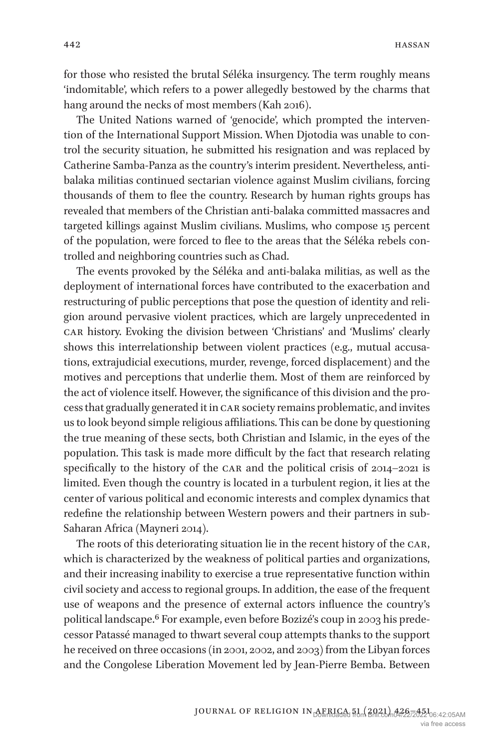for those who resisted the brutal Séléka insurgency. The term roughly means 'indomitable', which refers to a power allegedly bestowed by the charms that hang around the necks of most members (Kah 2016).

The United Nations warned of 'genocide', which prompted the intervention of the International Support Mission. When Djotodia was unable to control the security situation, he submitted his resignation and was replaced by Catherine Samba-Panza as the country's interim president. Nevertheless, anti-balaka militias continued sectarian violence against Muslim civilians, forcing thousands of them to flee the country. Research by human rights groups has revealed that members of the Christian anti-balaka committed massacres and targeted killings against Muslim civilians. Muslims, who compose 15 percent of the population, were forced to flee to the areas that the Séléka rebels controlled and neighboring countries such as Chad.

The events provoked by the Séléka and anti-balaka militias, as well as the deployment of international forces have contributed to the exacerbation and restructuring of public perceptions that pose the question of identity and religion around pervasive violent practices, which are largely unprecedented in CAR history. Evoking the division between 'Christians' and 'Muslims' clearly shows this interrelationship between violent practices (e.g., mutual accusations, extrajudicial executions, murder, revenge, forced displacement) and the motives and perceptions that underlie them. Most of them are reinforced by the act of violence itself. However, the significance of this division and the process that gradually generated it in CAR society remains problematic, and invites us to look beyond simple religious affiliations. This can be done by questioning the true meaning of these sects, both Christian and Islamic, in the eyes of the population. This task is made more difficult by the fact that research relating specifically to the history of the CAR and the political crisis of 2014–2021 is limited. Even though the country is located in a turbulent region, it lies at the center of various political and economic interests and complex dynamics that redefine the relationship between Western powers and their partners in sub-Saharan Africa (Mayneri 2014).

The roots of this deteriorating situation lie in the recent history of the CAR, which is characterized by the weakness of political parties and organizations, and their increasing inability to exercise a true representative function within civil society and access to regional groups. In addition, the ease of the frequent use of weapons and the presence of external actors influence the country's political landscape.[6] For example, even before Bozizé's coup in 2003 his predecessor Patassé managed to thwart several coup attempts thanks to the support he received on three occasions (in 2001, 2002, and 2003) from the Libyan forces and the Congolese Liberation Movement led by Jean-Pierre Bemba. Between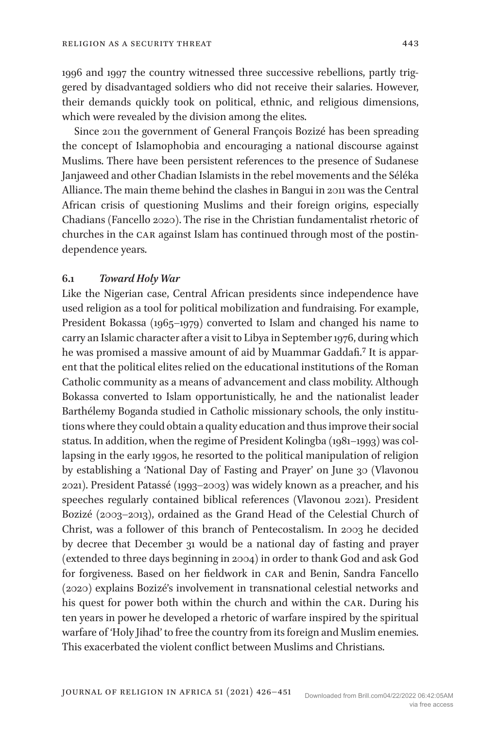1996 and 1997 the country witnessed three successive rebellions, partly triggered by disadvantaged soldiers who did not receive their salaries. However, their demands quickly took on political, ethnic, and religious dimensions, which were revealed by the division among the elites.

Since 2011 the government of General François Bozizé has been spreading the concept of Islamophobia and encouraging a national discourse against Muslims. There have been persistent references to the presence of Sudanese Janjaweed and other Chadian Islamists in the rebel movements and the Séléka Alliance. The main theme behind the clashes in Bangui in 2011 was the Central African crisis of questioning Muslims and their foreign origins, especially Chadians (Fancello 2020). The rise in the Christian fundamentalist rhetoric of churches in the CAR against Islam has continued through most of the postindependence years.

### 6.1 *Toward Holy War*

Like the Nigerian case, Central African presidents since independence have used religion as a tool for political mobilization and fundraising. For example, President Bokassa (1965–1979) converted to Islam and changed his name to carry an Islamic character after a visit to Libya in September 1976, during which he was promised a massive amount of aid by Muammar Gaddafi.[7] It is apparent that the political elites relied on the educational institutions of the Roman Catholic community as a means of advancement and class mobility. Although Bokassa converted to Islam opportunistically, he and the nationalist leader Barthélemy Boganda studied in Catholic missionary schools, the only institutions where they could obtain a quality education and thus improve their social status. In addition, when the regime of President Kolingba (1981–1993) was collapsing in the early 1990s, he resorted to the political manipulation of religion by establishing a 'National Day of Fasting and Prayer' on June 30 (Vlavonou 2021). President Patassé (1993–2003) was widely known as a preacher, and his speeches regularly contained biblical references (Vlavonou 2021). President Bozizé (2003–2013), ordained as the Grand Head of the Celestial Church of Christ, was a follower of this branch of Pentecostalism. In 2003 he decided by decree that December 31 would be a national day of fasting and prayer (extended to three days beginning in 2004) in order to thank God and ask God for forgiveness. Based on her fieldwork in CAR and Benin, Sandra Fancello (2020) explains Bozizé's involvement in transnational celestial networks and his quest for power both within the church and within the CAR. During his ten years in power he developed a rhetoric of warfare inspired by the spiritual warfare of 'Holy Jihad' to free the country from its foreign and Muslim enemies. This exacerbated the violent conflict between Muslims and Christians.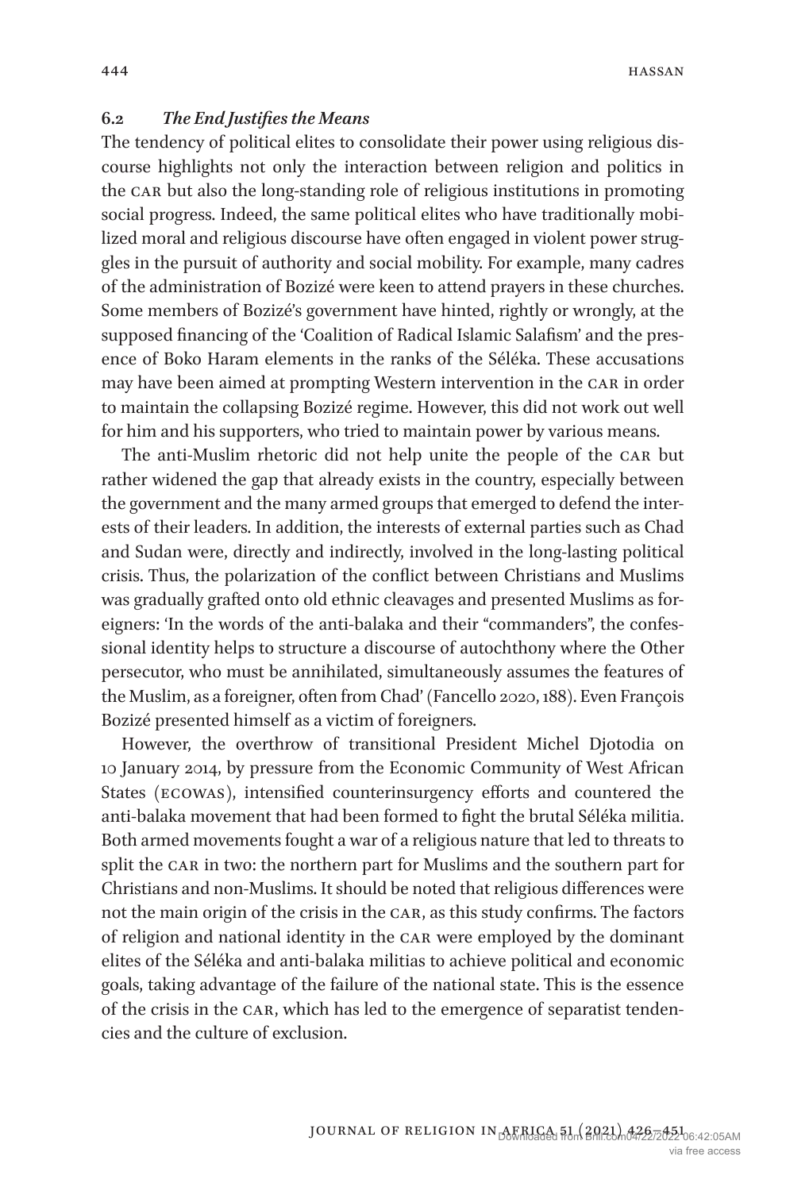### 6.2 *The End Justifies the Means*

The tendency of political elites to consolidate their power using religious discourse highlights not only the interaction between religion and politics in the CAR but also the long-standing role of religious institutions in promoting social progress. Indeed, the same political elites who have traditionally mobilized moral and religious discourse have often engaged in violent power struggles in the pursuit of authority and social mobility. For example, many cadres of the administration of Bozizé were keen to attend prayers in these churches. Some members of Bozizé's government have hinted, rightly or wrongly, at the supposed financing of the 'Coalition of Radical Islamic Salafism' and the presence of Boko Haram elements in the ranks of the Séléka. These accusations may have been aimed at prompting Western intervention in the CAR in order to maintain the collapsing Bozizé regime. However, this did not work out well for him and his supporters, who tried to maintain power by various means.

The anti-Muslim rhetoric did not help unite the people of the CAR but rather widened the gap that already exists in the country, especially between the government and the many armed groups that emerged to defend the interests of their leaders. In addition, the interests of external parties such as Chad and Sudan were, directly and indirectly, involved in the long-lasting political crisis. Thus, the polarization of the conflict between Christians and Muslims was gradually grafted onto old ethnic cleavages and presented Muslims as foreigners: 'In the words of the anti-balaka and their "commanders", the confessional identity helps to structure a discourse of autochthony where the Other persecutor, who must be annihilated, simultaneously assumes the features of the Muslim, as a foreigner, often from Chad' (Fancello 2020, 188). Even François Bozizé presented himself as a victim of foreigners.

However, the overthrow of transitional President Michel Djotodia on 10 January 2014, by pressure from the Economic Community of West African States (ECOWAS), intensified counterinsurgency efforts and countered the anti-balaka movement that had been formed to fight the brutal Séléka militia. Both armed movements fought a war of a religious nature that led to threats to split the CAR in two: the northern part for Muslims and the southern part for Christians and non-Muslims. It should be noted that religious differences were not the main origin of the crisis in the CAR, as this study confirms. The factors of religion and national identity in the CAR were employed by the dominant elites of the Séléka and anti-balaka militias to achieve political and economic goals, taking advantage of the failure of the national state. This is the essence of the crisis in the CAR, which has led to the emergence of separatist tendencies and the culture of exclusion.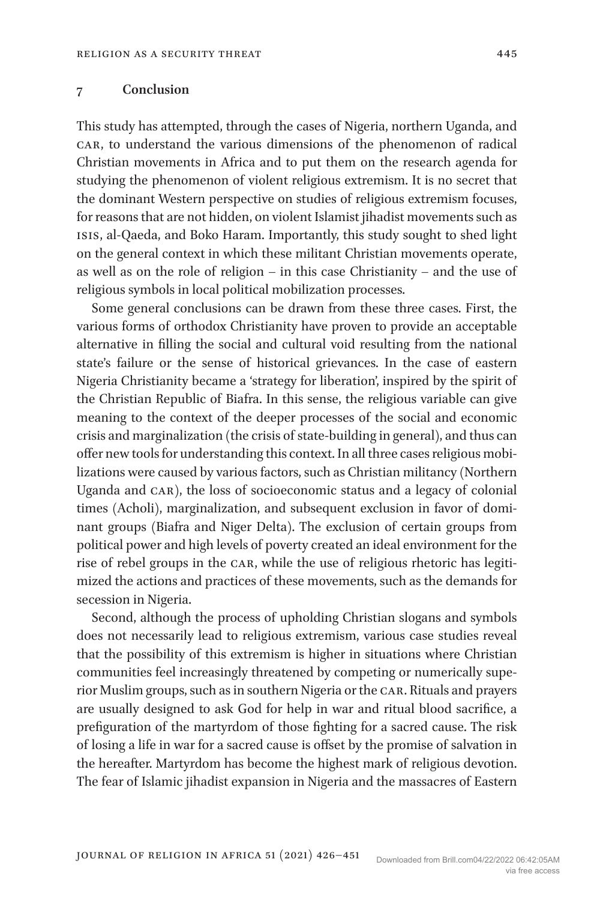## 7 Conclusion

This study has attempted, through the cases of Nigeria, northern Uganda, and CAR, to understand the various dimensions of the phenomenon of radical Christian movements in Africa and to put them on the research agenda for studying the phenomenon of violent religious extremism. It is no secret that the dominant Western perspective on studies of religious extremism focuses, for reasons that are not hidden, on violent Islamist jihadist movements such as ISIS, al-Qaeda, and Boko Haram. Importantly, this study sought to shed light on the general context in which these militant Christian movements operate, as well as on the role of religion – in this case Christianity – and the use of religious symbols in local political mobilization processes.

Some general conclusions can be drawn from these three cases. First, the various forms of orthodox Christianity have proven to provide an acceptable alternative in filling the social and cultural void resulting from the national state's failure or the sense of historical grievances. In the case of eastern Nigeria Christianity became a 'strategy for liberation', inspired by the spirit of the Christian Republic of Biafra. In this sense, the religious variable can give meaning to the context of the deeper processes of the social and economic crisis and marginalization (the crisis of state-building in general), and thus can offer new tools for understanding this context. In all three cases religious mobilizations were caused by various factors, such as Christian militancy (Northern Uganda and CAR), the loss of socioeconomic status and a legacy of colonial times (Acholi), marginalization, and subsequent exclusion in favor of dominant groups (Biafra and Niger Delta). The exclusion of certain groups from political power and high levels of poverty created an ideal environment for the rise of rebel groups in the CAR, while the use of religious rhetoric has legitimized the actions and practices of these movements, such as the demands for secession in Nigeria.

Second, although the process of upholding Christian slogans and symbols does not necessarily lead to religious extremism, various case studies reveal that the possibility of this extremism is higher in situations where Christian communities feel increasingly threatened by competing or numerically superior Muslim groups, such as in southern Nigeria or the CAR. Rituals and prayers are usually designed to ask God for help in war and ritual blood sacrifice, a prefiguration of the martyrdom of those fighting for a sacred cause. The risk of losing a life in war for a sacred cause is offset by the promise of salvation in the hereafter. Martyrdom has become the highest mark of religious devotion. The fear of Islamic jihadist expansion in Nigeria and the massacres of Eastern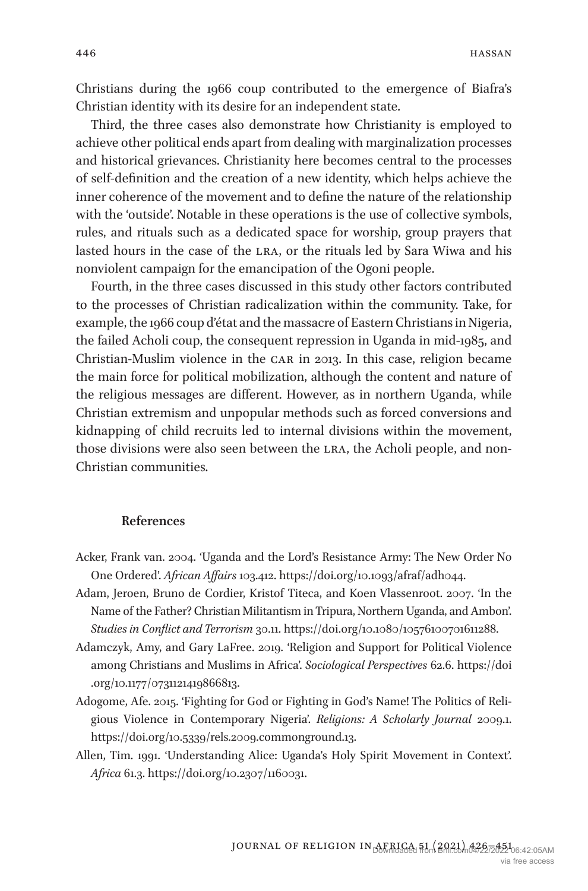Christians during the 1966 coup contributed to the emergence of Biafra's Christian identity with its desire for an independent state.

Third, the three cases also demonstrate how Christianity is employed to achieve other political ends apart from dealing with marginalization processes and historical grievances. Christianity here becomes central to the processes of self-definition and the creation of a new identity, which helps achieve the inner coherence of the movement and to define the nature of the relationship with the 'outside'. Notable in these operations is the use of collective symbols, rules, and rituals such as a dedicated space for worship, group prayers that lasted hours in the case of the LRA, or the rituals led by Sara Wiwa and his nonviolent campaign for the emancipation of the Ogoni people.

Fourth, in the three cases discussed in this study other factors contributed to the processes of Christian radicalization within the community. Take, for example, the 1966 coup d'état and the massacre of Eastern Christians in Nigeria, the failed Acholi coup, the consequent repression in Uganda in mid-1985, and Christian-Muslim violence in the CAR in 2013. In this case, religion became the main force for political mobilization, although the content and nature of the religious messages are different. However, as in northern Uganda, while Christian extremism and unpopular methods such as forced conversions and kidnapping of child recruits led to internal divisions within the movement, those divisions were also seen between the LRA, the Acholi people, and non-Christian communities.

## References

Acker, Frank van. 2004. 'Uganda and the Lord's Resistance Army: The New Order No One Ordered'. *African Affairs* 103.412. https://doi.org/10.1093/afraf/adh044.

Adam, Jeroen, Bruno de Cordier, Kristof Titeca, and Koen Vlassenroot. 2007. 'In the Name of the Father? Christian Militantism in Tripura, Northern Uganda, and Ambon'. *Studies in Conflict and Terrorism* 30.11. https://doi.org/10.1080/10576100701611288.

Adamczyk, Amy, and Gary LaFree. 2019. 'Religion and Support for Political Violence among Christians and Muslims in Africa'. *Sociological Perspectives* 62.6. https://doi.org/10.1177/0731121419866813.

Adogome, Afe. 2015. 'Fighting for God or Fighting in God's Name! The Politics of Religious Violence in Contemporary Nigeria'. *Religions: A Scholarly Journal* 2009.1. https://doi.org/10.5339/rels.2009.commonground.13.

Allen, Tim. 1991. 'Understanding Alice: Uganda's Holy Spirit Movement in Context'. *Africa* 61.3. https://doi.org/10.2307/1160031.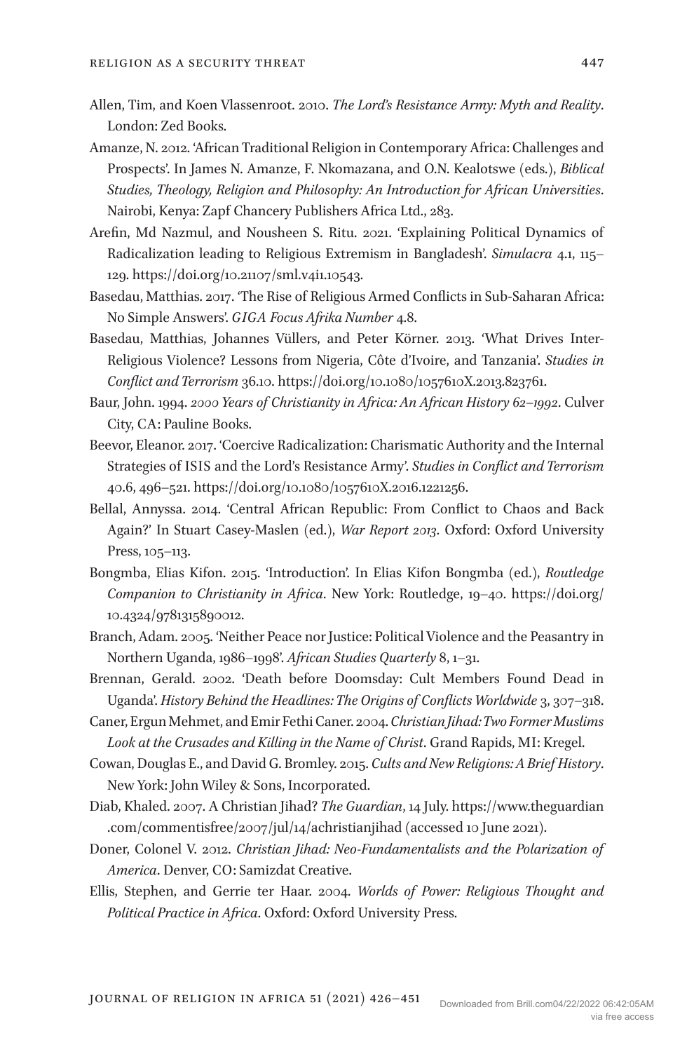Allen, Tim, and Koen Vlassenroot. 2010. *The Lord's Resistance Army: Myth and Reality*. London: Zed Books.

Amanze, N. 2012. 'African Traditional Religion in Contemporary Africa: Challenges and Prospects'. In James N. Amanze, F. Nkomazana, and O.N. Kealotswe (eds.), *Biblical Studies, Theology, Religion and Philosophy: An Introduction for African Universities*. Nairobi, Kenya: Zapf Chancery Publishers Africa Ltd., 283.

Arefin, Md Nazmul, and Nousheen S. Ritu. 2021. 'Explaining Political Dynamics of Radicalization leading to Religious Extremism in Bangladesh'. *Simulacra* 4.1, 115–129. https://doi.org/10.21107/sml.v4i1.10543.

Basedau, Matthias. 2017. 'The Rise of Religious Armed Conflicts in Sub-Saharan Africa: No Simple Answers'. *GIGA Focus Afrika Number* 4.8.

Basedau, Matthias, Johannes Vüllers, and Peter Körner. 2013. 'What Drives Inter-Religious Violence? Lessons from Nigeria, Côte d'Ivoire, and Tanzania'. *Studies in Conflict and Terrorism* 36.10. https://doi.org/10.1080/1057610X.2013.823761.

Baur, John. 1994. *2000 Years of Christianity in Africa: An African History 62–1992*. Culver City, CA: Pauline Books.

Beevor, Eleanor. 2017. 'Coercive Radicalization: Charismatic Authority and the Internal Strategies of ISIS and the Lord's Resistance Army'. *Studies in Conflict and Terrorism* 40.6, 496–521. https://doi.org/10.1080/1057610X.2016.1221256.

Bellal, Annyssa. 2014. 'Central African Republic: From Conflict to Chaos and Back Again?' In Stuart Casey-Maslen (ed.), *War Report 2013*. Oxford: Oxford University Press, 105–113.

Bongmba, Elias Kifon. 2015. 'Introduction'. In Elias Kifon Bongmba (ed.), *Routledge Companion to Christianity in Africa*. New York: Routledge, 19–40. https://doi.org/10.4324/9781315890012.

Branch, Adam. 2005. 'Neither Peace nor Justice: Political Violence and the Peasantry in Northern Uganda, 1986–1998'. *African Studies Quarterly* 8, 1–31.

Brennan, Gerald. 2002. 'Death before Doomsday: Cult Members Found Dead in Uganda'. *History Behind the Headlines: The Origins of Conflicts Worldwide* 3, 307–318.

Caner, Ergun Mehmet, and Emir Fethi Caner. 2004. *Christian Jihad: Two Former Muslims Look at the Crusades and Killing in the Name of Christ*. Grand Rapids, MI: Kregel.

Cowan, Douglas E., and David G. Bromley. 2015. *Cults and New Religions: A Brief History*. New York: John Wiley & Sons, Incorporated.

Diab, Khaled. 2007. A Christian Jihad? *The Guardian*, 14 July. https://www.theguardian.com/commentisfree/2007/jul/14/achristianjihad (accessed 10 June 2021).

Doner, Colonel V. 2012. *Christian Jihad: Neo-Fundamentalists and the Polarization of America*. Denver, CO: Samizdat Creative.

Ellis, Stephen, and Gerrie ter Haar. 2004. *Worlds of Power: Religious Thought and Political Practice in Africa*. Oxford: Oxford University Press.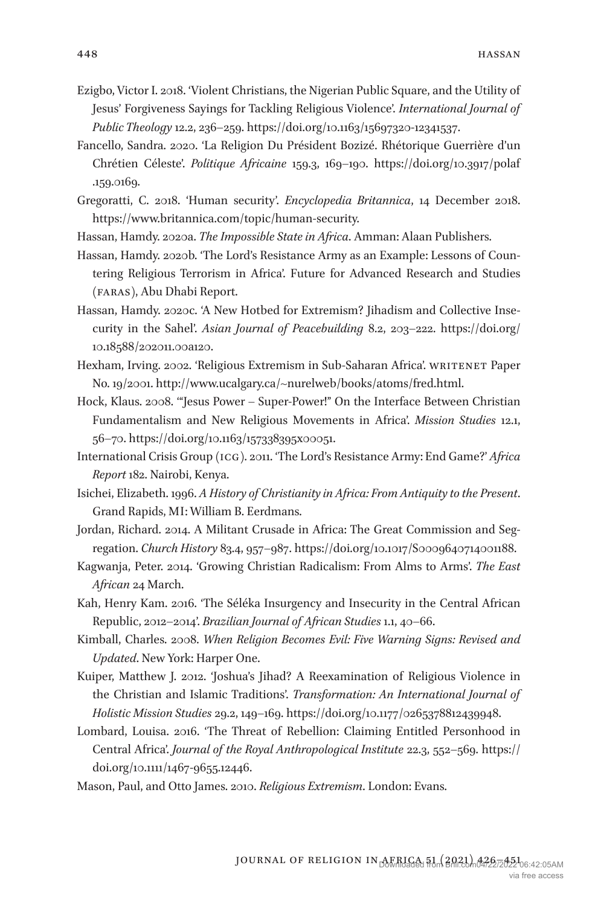Ezigbo, Victor I. 2018. 'Violent Christians, the Nigerian Public Square, and the Utility of Jesus' Forgiveness Sayings for Tackling Religious Violence'. *International Journal of Public Theology* 12.2, 236–259. https://doi.org/10.1163/15697320-12341537.

Fancello, Sandra. 2020. 'La Religion Du Président Bozizé. Rhétorique Guerrière d'un Chrétien Céleste'. *Politique Africaine* 159.3, 169–190. https://doi.org/10.3917/polaf.159.0169.

Gregoratti, C. 2018. 'Human security'. *Encyclopedia Britannica*, 14 December 2018. https://www.britannica.com/topic/human-security.

Hassan, Hamdy. 2020a. *The Impossible State in Africa*. Amman: Alaan Publishers.

Hassan, Hamdy. 2020b. 'The Lord's Resistance Army as an Example: Lessons of Countering Religious Terrorism in Africa'. Future for Advanced Research and Studies (FARAS), Abu Dhabi Report.

Hassan, Hamdy. 2020c. 'A New Hotbed for Extremism? Jihadism and Collective Insecurity in the Sahel'. *Asian Journal of Peacebuilding* 8.2, 203–222. https://doi.org/10.18588/202011.00a120.

Hexham, Irving. 2002. 'Religious Extremism in Sub-Saharan Africa'. WRITENET Paper No. 19/2001. http://www.ucalgary.ca/~nurelweb/books/atoms/fred.html.

Hock, Klaus. 2008. '"Jesus Power – Super-Power!" On the Interface Between Christian Fundamentalism and New Religious Movements in Africa'. *Mission Studies* 12.1, 56–70. https://doi.org/10.1163/157338395x00051.

International Crisis Group (ICG). 2011. 'The Lord's Resistance Army: End Game?' *Africa Report* 182. Nairobi, Kenya.

Isichei, Elizabeth. 1996. *A History of Christianity in Africa: From Antiquity to the Present*. Grand Rapids, MI: William B. Eerdmans.

Jordan, Richard. 2014. A Militant Crusade in Africa: The Great Commission and Segregation. *Church History* 83.4, 957–987. https://doi.org/10.1017/S0009640714001188.

Kagwanja, Peter. 2014. 'Growing Christian Radicalism: From Alms to Arms'. *The East African* 24 March.

Kah, Henry Kam. 2016. 'The Séléka Insurgency and Insecurity in the Central African Republic, 2012–2014'. *Brazilian Journal of African Studies* 1.1, 40–66.

Kimball, Charles. 2008. *When Religion Becomes Evil: Five Warning Signs: Revised and Updated*. New York: Harper One.

Kuiper, Matthew J. 2012. 'Joshua's Jihad? A Reexamination of Religious Violence in the Christian and Islamic Traditions'. *Transformation: An International Journal of Holistic Mission Studies* 29.2, 149–169. https://doi.org/10.1177/0265378812439948.

Lombard, Louisa. 2016. 'The Threat of Rebellion: Claiming Entitled Personhood in Central Africa'. *Journal of the Royal Anthropological Institute* 22.3, 552–569. https://doi.org/10.1111/1467-9655.12446.

Mason, Paul, and Otto James. 2010. *Religious Extremism*. London: Evans.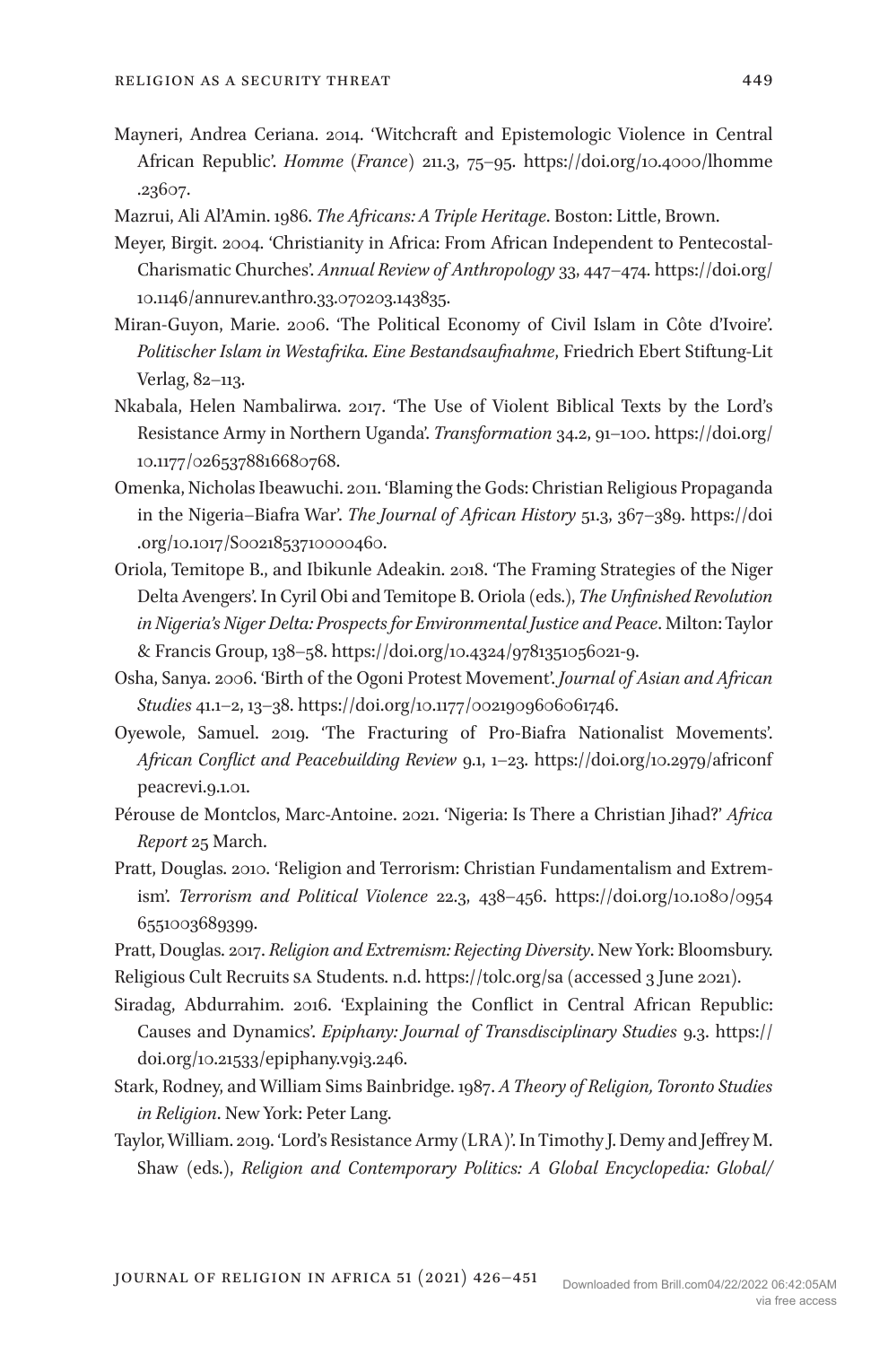Mayneri, Andrea Ceriana. 2014. 'Witchcraft and Epistemologic Violence in Central African Republic'. *Homme (France)* 211.3, 75–95. https://doi.org/10.4000/lhomme.23607.

Mazrui, Ali Al'Amin. 1986. *The Africans: A Triple Heritage*. Boston: Little, Brown.

Meyer, Birgit. 2004. 'Christianity in Africa: From African Independent to Pentecostal-Charismatic Churches'. *Annual Review of Anthropology* 33, 447–474. https://doi.org/10.1146/annurev.anthro.33.070203.143835.

Miran-Guyon, Marie. 2006. 'The Political Economy of Civil Islam in Côte d'Ivoire'. *Politischer Islam in Westafrika. Eine Bestandsaufnahme*, Friedrich Ebert Stiftung-Lit Verlag, 82–113.

Nkabala, Helen Nambalirwa. 2017. 'The Use of Violent Biblical Texts by the Lord's Resistance Army in Northern Uganda'. *Transformation* 34.2, 91–100. https://doi.org/10.1177/0265378816680768.

Omenka, Nicholas Ibeawuchi. 2011. 'Blaming the Gods: Christian Religious Propaganda in the Nigeria–Biafra War'. *The Journal of African History* 51.3, 367–389. https://doi.org/10.1017/S0021853710000460.

Oriola, Temitope B., and Ibikunle Adeakin. 2018. 'The Framing Strategies of the Niger Delta Avengers'. In Cyril Obi and Temitope B. Oriola (eds.), *The Unfinished Revolution in Nigeria's Niger Delta: Prospects for Environmental Justice and Peace*. Milton: Taylor & Francis Group, 138–58. https://doi.org/10.4324/9781351056021-9.

Osha, Sanya. 2006. 'Birth of the Ogoni Protest Movement'. *Journal of Asian and African Studies* 41.1–2, 13–38. https://doi.org/10.1177/0021909606061746.

Oyewole, Samuel. 2019. 'The Fracturing of Pro-Biafra Nationalist Movements'. *African Conflict and Peacebuilding Review* 9.1, 1–23. https://doi.org/10.2979/africonfpeacrevi.9.1.01.

Pérouse de Montclos, Marc-Antoine. 2021. 'Nigeria: Is There a Christian Jihad?' *Africa Report* 25 March.

Pratt, Douglas. 2010. 'Religion and Terrorism: Christian Fundamentalism and Extremism'. *Terrorism and Political Violence* 22.3, 438–456. https://doi.org/10.1080/09546551003689399.

Pratt, Douglas. 2017. *Religion and Extremism: Rejecting Diversity*. New York: Bloomsbury.

Religious Cult Recruits SA Students. n.d. https://tolc.org/sa (accessed 3 June 2021).

Siradag, Abdurrahim. 2016. 'Explaining the Conflict in Central African Republic: Causes and Dynamics'. *Epiphany: Journal of Transdisciplinary Studies* 9.3. https://doi.org/10.21533/epiphany.v9i3.246.

Stark, Rodney, and William Sims Bainbridge. 1987. *A Theory of Religion, Toronto Studies in Religion*. New York: Peter Lang.

Taylor, William. 2019. 'Lord's Resistance Army (LRA)'. In Timothy J. Demy and Jeffrey M. Shaw (eds.), *Religion and Contemporary Politics: A Global Encyclopedia: Global/*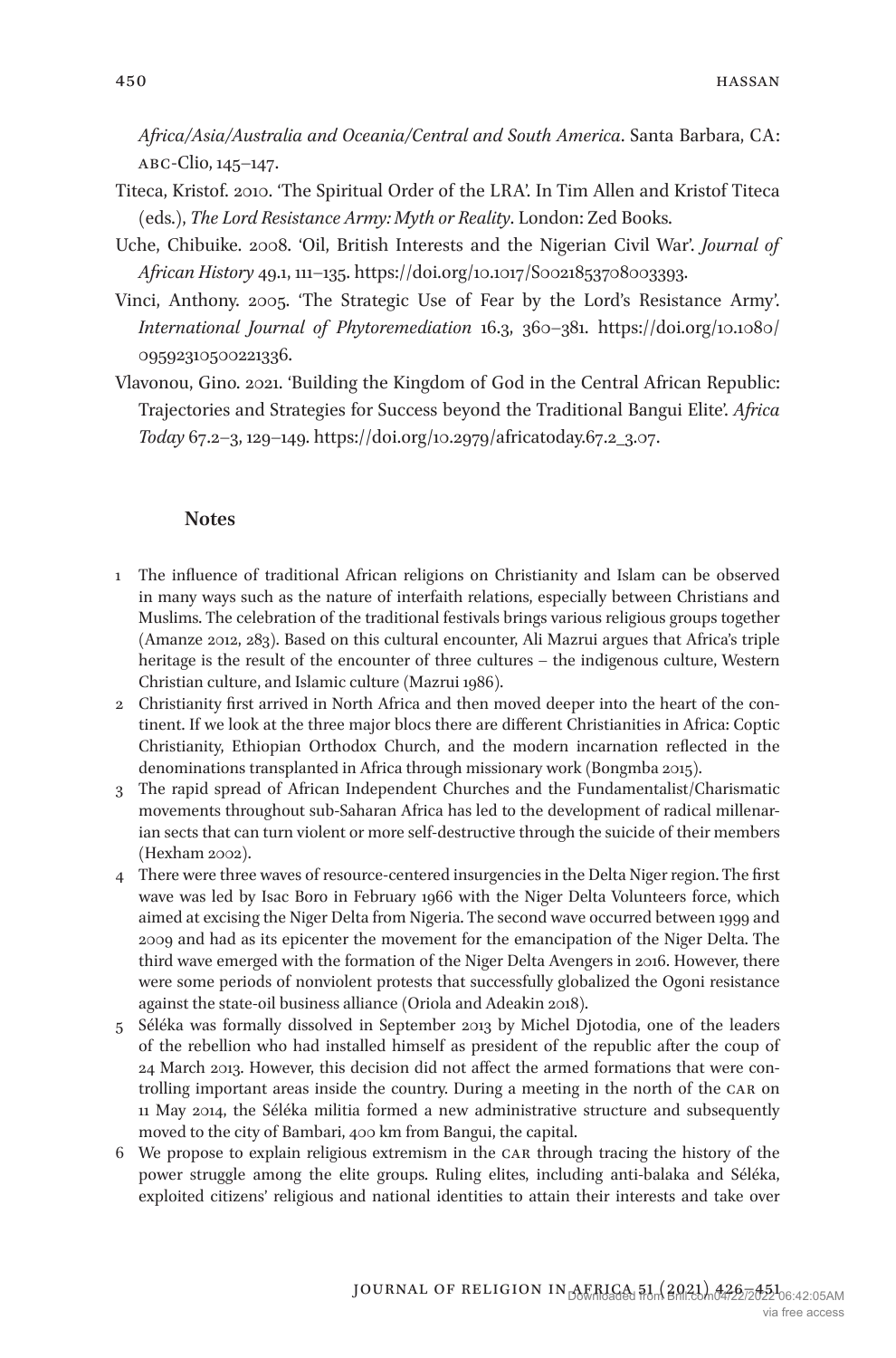*Africa/Asia/Australia and Oceania/Central and South America*. Santa Barbara, CA: ABC-Clio, 145–147.

Titeca, Kristof. 2010. 'The Spiritual Order of the LRA'. In Tim Allen and Kristof Titeca (eds.), *The Lord Resistance Army: Myth or Reality*. London: Zed Books.

Uche, Chibuike. 2008. 'Oil, British Interests and the Nigerian Civil War'. *Journal of African History* 49.1, 111–135. https://doi.org/10.1017/S0021853708003393.

Vinci, Anthony. 2005. 'The Strategic Use of Fear by the Lord's Resistance Army'. *International Journal of Phytoremediation* 16.3, 360–381. https://doi.org/10.1080/09592310500221336.

Vlavonou, Gino. 2021. 'Building the Kingdom of God in the Central African Republic: Trajectories and Strategies for Success beyond the Traditional Bangui Elite'. *Africa Today* 67.2–3, 129–149. https://doi.org/10.2979/africatoday.67.2_3.07.

## Notes

1. The influence of traditional African religions on Christianity and Islam can be observed in many ways such as the nature of interfaith relations, especially between Christians and Muslims. The celebration of the traditional festivals brings various religious groups together (Amanze 2012, 283). Based on this cultural encounter, Ali Mazrui argues that Africa's triple heritage is the result of the encounter of three cultures – the indigenous culture, Western Christian culture, and Islamic culture (Mazrui 1986).
2. Christianity first arrived in North Africa and then moved deeper into the heart of the continent. If we look at the three major blocs there are different Christianities in Africa: Coptic Christianity, Ethiopian Orthodox Church, and the modern incarnation reflected in the denominations transplanted in Africa through missionary work (Bongmba 2015).
3. The rapid spread of African Independent Churches and the Fundamentalist/Charismatic movements throughout sub-Saharan Africa has led to the development of radical millenarian sects that can turn violent or more self-destructive through the suicide of their members (Hexham 2002).
4. There were three waves of resource-centered insurgencies in the Delta Niger region. The first wave was led by Isac Boro in February 1966 with the Niger Delta Volunteers force, which aimed at excising the Niger Delta from Nigeria. The second wave occurred between 1999 and 2009 and had as its epicenter the movement for the emancipation of the Niger Delta. The third wave emerged with the formation of the Niger Delta Avengers in 2016. However, there were some periods of nonviolent protests that successfully globalized the Ogoni resistance against the state-oil business alliance (Oriola and Adeakin 2018).
5. Séléka was formally dissolved in September 2013 by Michel Djotodia, one of the leaders of the rebellion who had installed himself as president of the republic after the coup of 24 March 2013. However, this decision did not affect the armed formations that were controlling important areas inside the country. During a meeting in the north of the CAR on 11 May 2014, the Séléka militia formed a new administrative structure and subsequently moved to the city of Bambari, 400 km from Bangui, the capital.
6. We propose to explain religious extremism in the CAR through tracing the history of the power struggle among the elite groups. Ruling elites, including anti-balaka and Séléka, exploited citizens' religious and national identities to attain their interests and take over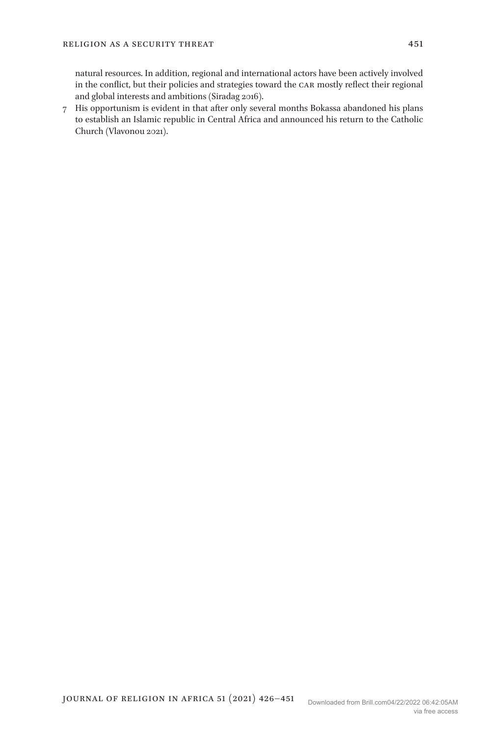natural resources. In addition, regional and international actors have been actively involved in the conflict, but their policies and strategies toward the CAR mostly reflect their regional and global interests and ambitions (Siradag 2016).

7 His opportunism is evident in that after only several months Bokassa abandoned his plans to establish an Islamic republic in Central Africa and announced his return to the Catholic Church (Vlavonou 2021).